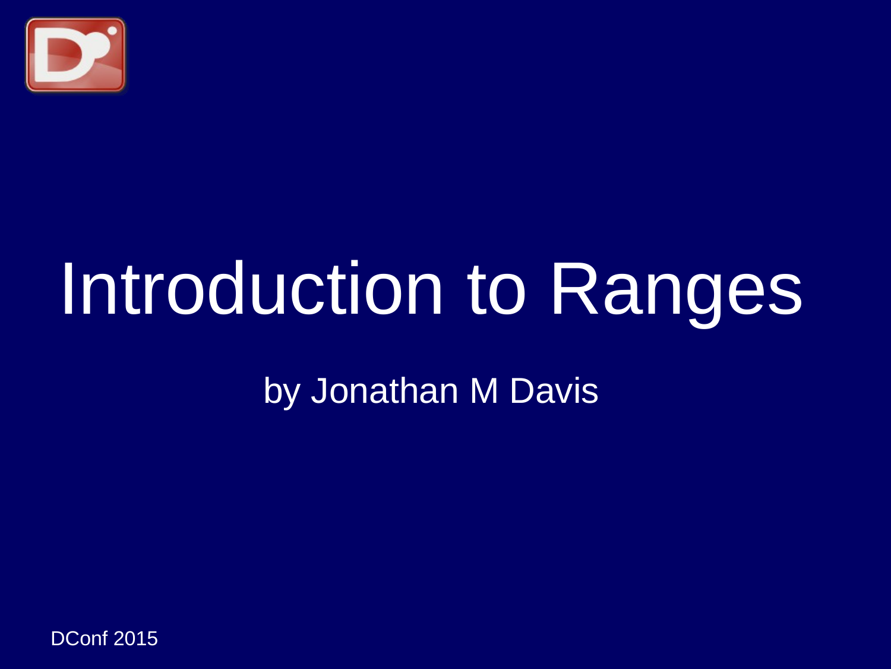# Introduction to Ranges

by Jonathan M Davis

DConf 2015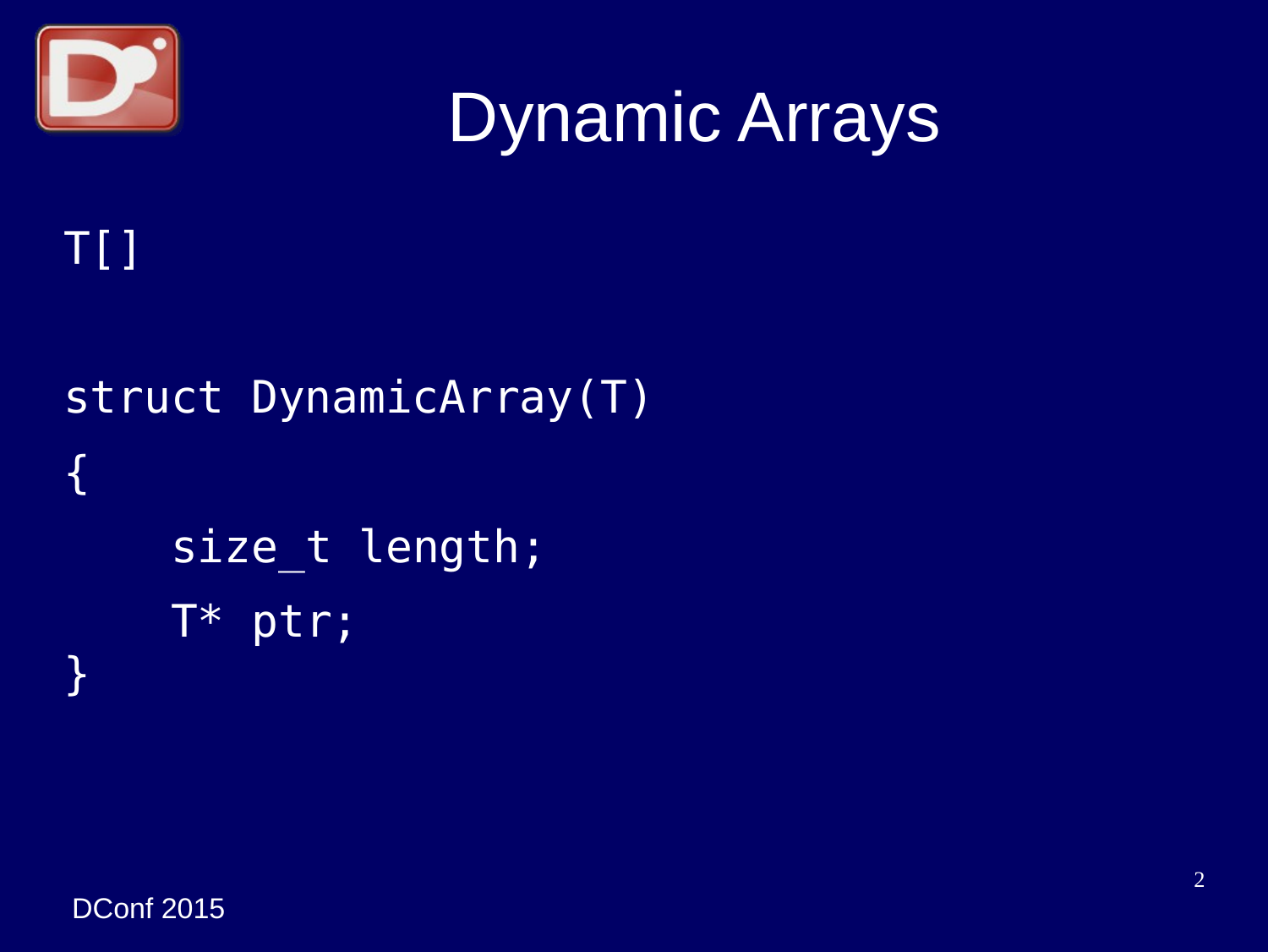# Dynamic Arrays

```
T[]
```

```
struct DynamicArray(T)
{
    size_t length;
    T* ptr;
}
```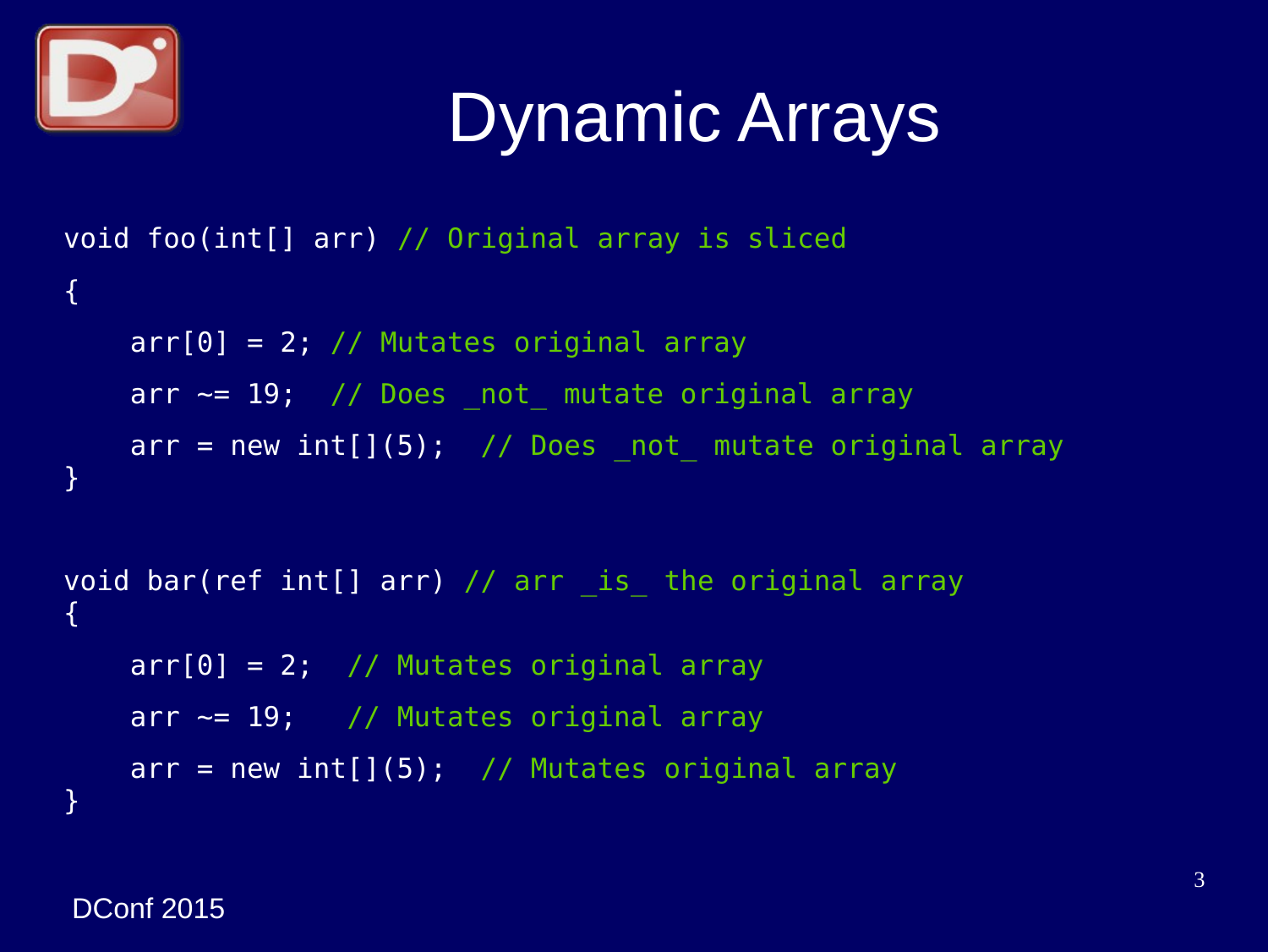# Dynamic Arrays

```d
void foo(int[] arr) // Original array is sliced
{
    arr[0] = 2; // Mutates original array
    arr ~= 19;  // Does _not_ mutate original array
    arr = new int[](5);  // Does _not_ mutate original array
}

void bar(ref int[] arr) // arr _is_ the original array
{
    arr[0] = 2;  // Mutates original array
    arr ~= 19;   // Mutates original array
    arr = new int[](5);  // Mutates original array
}
```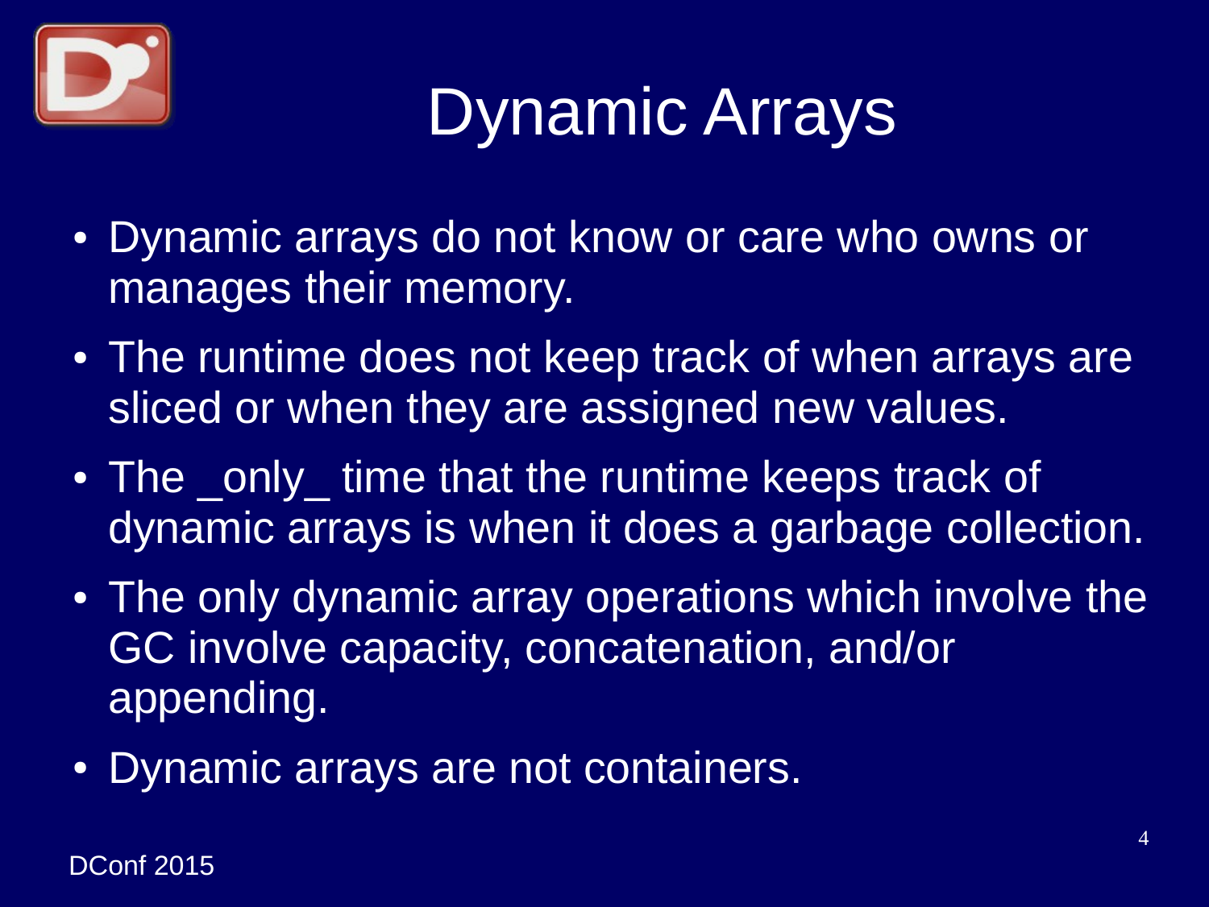# Dynamic Arrays

- Dynamic arrays do not know or care who owns or manages their memory.
- The runtime does not keep track of when arrays are sliced or when they are assigned new values.
- The _only_ time that the runtime keeps track of dynamic arrays is when it does a garbage collection.
- The only dynamic array operations which involve the GC involve capacity, concatenation, and/or appending.
- Dynamic arrays are not containers.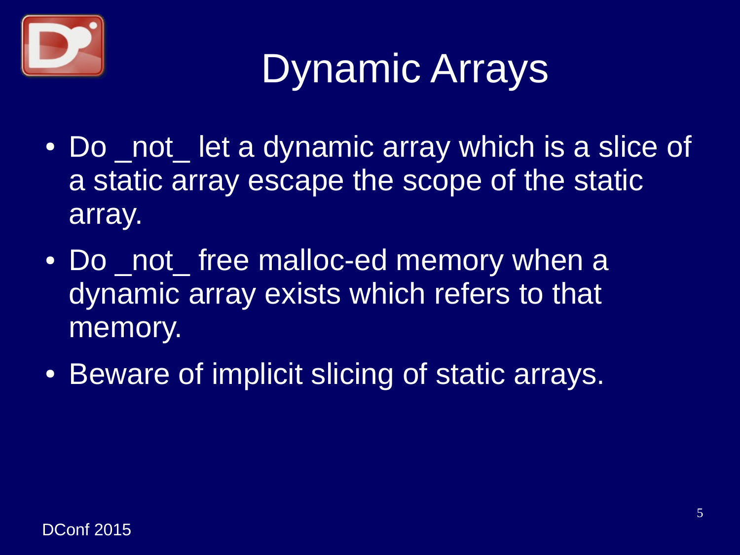# Dynamic Arrays

- Do _not_ let a dynamic array which is a slice of a static array escape the scope of the static array.
- Do _not_ free malloc-ed memory when a dynamic array exists which refers to that memory.
- Beware of implicit slicing of static arrays.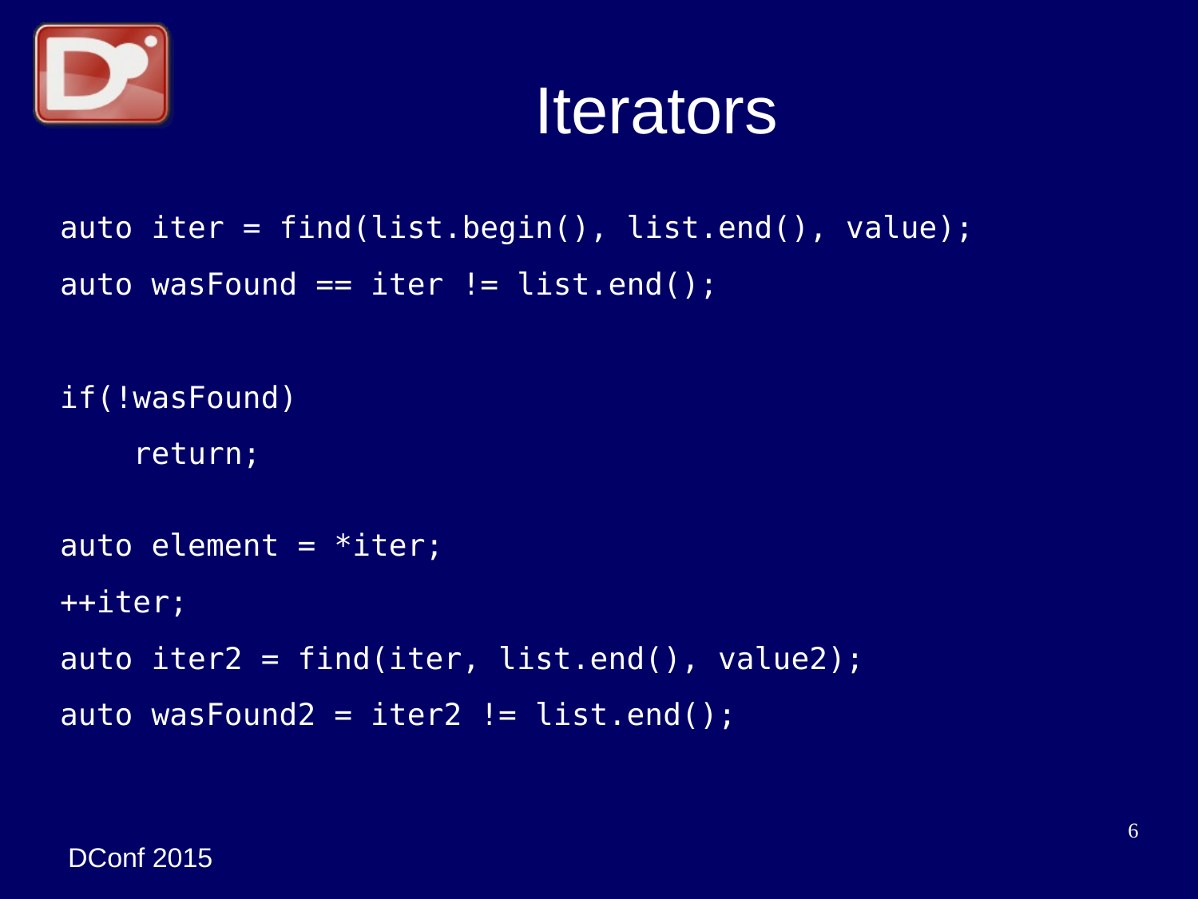# Iterators

```
auto iter = find(list.begin(), list.end(), value);
auto wasFound == iter != list.end();

if(!wasFound)
    return;

auto element = *iter;
++iter;
auto iter2 = find(iter, list.end(), value2);
auto wasFound2 = iter2 != list.end();
```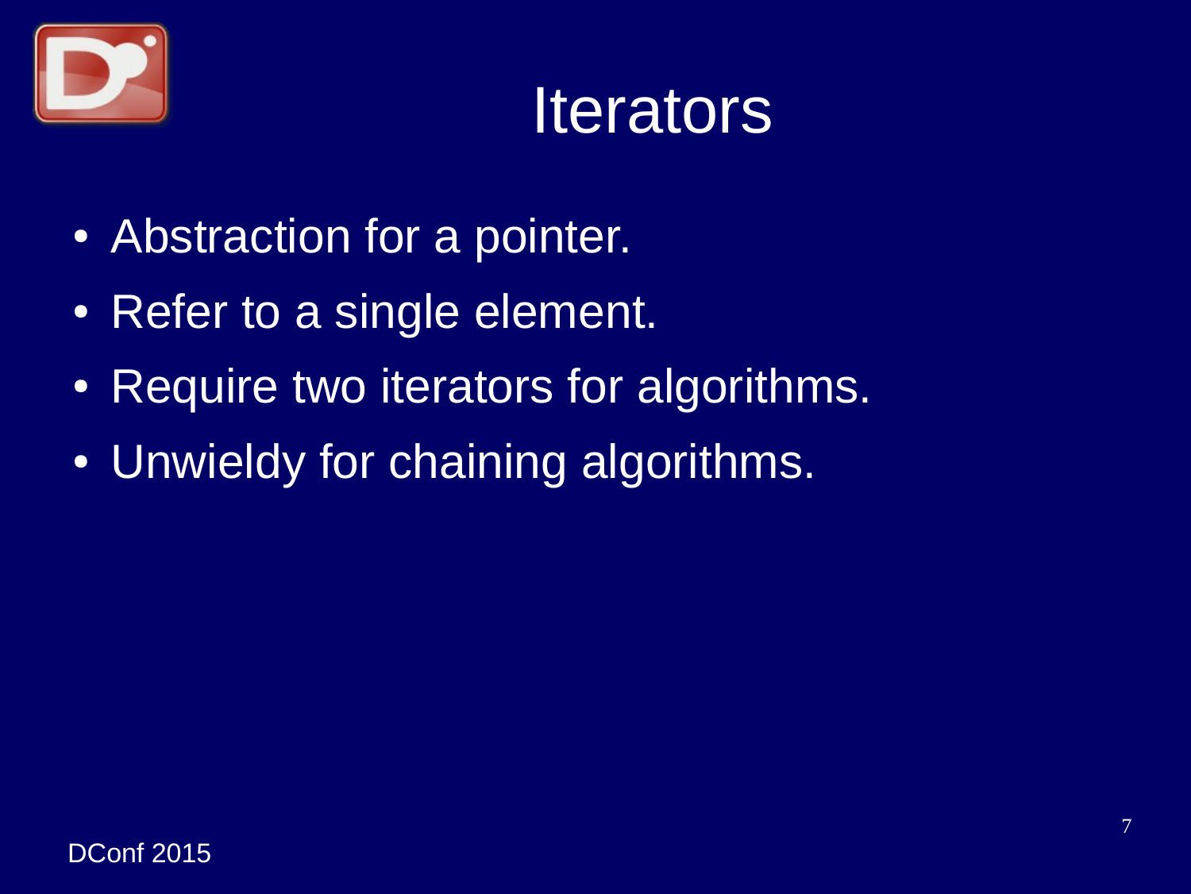# Iterators

- Abstraction for a pointer.
- Refer to a single element.
- Require two iterators for algorithms.
- Unwieldy for chaining algorithms.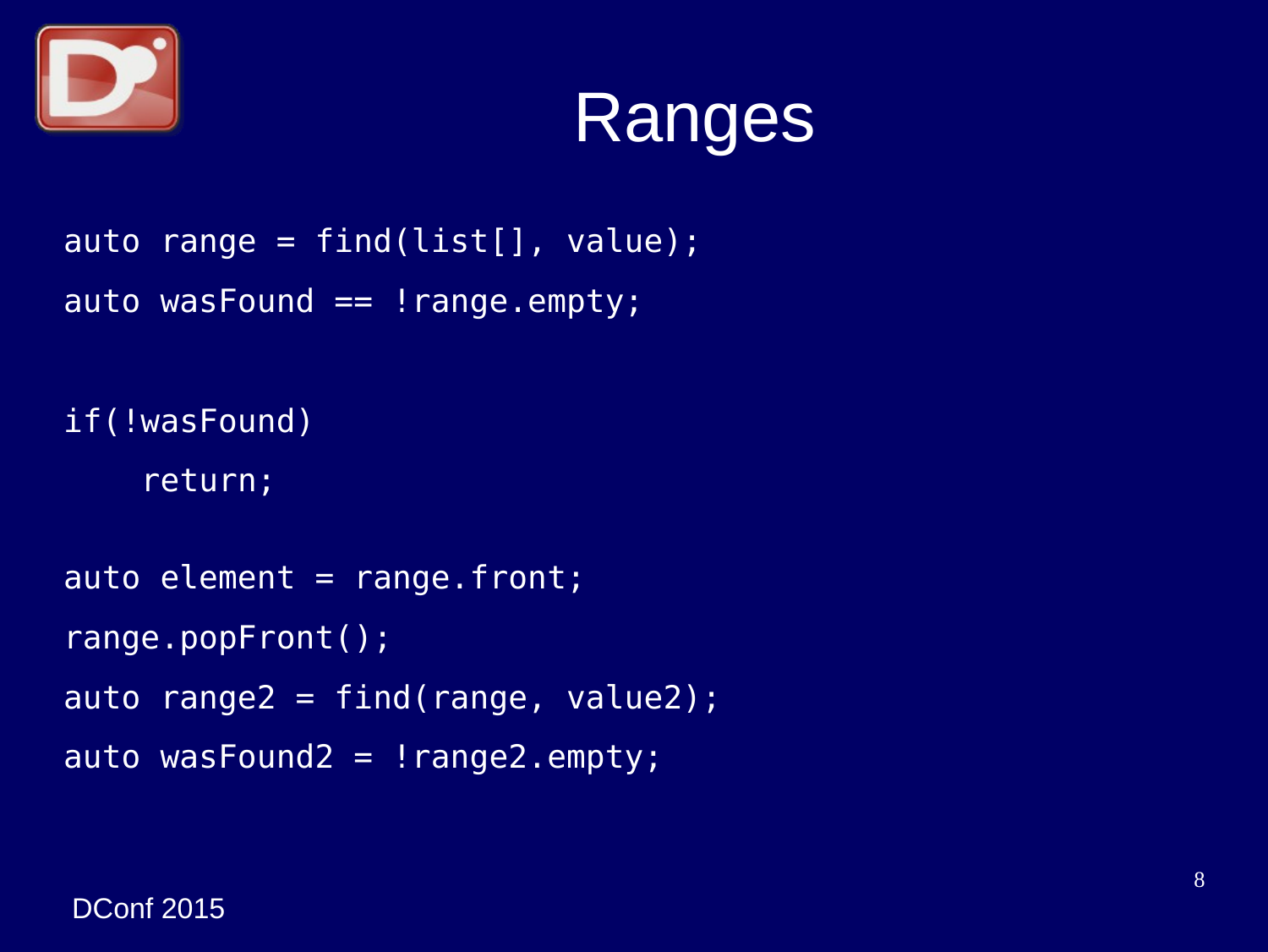# Ranges

```
auto range = find(list[], value);
auto wasFound == !range.empty;

if(!wasFound)
    return;

auto element = range.front;
range.popFront();
auto range2 = find(range, value2);
auto wasFound2 = !range2.empty;
```

DConf 2015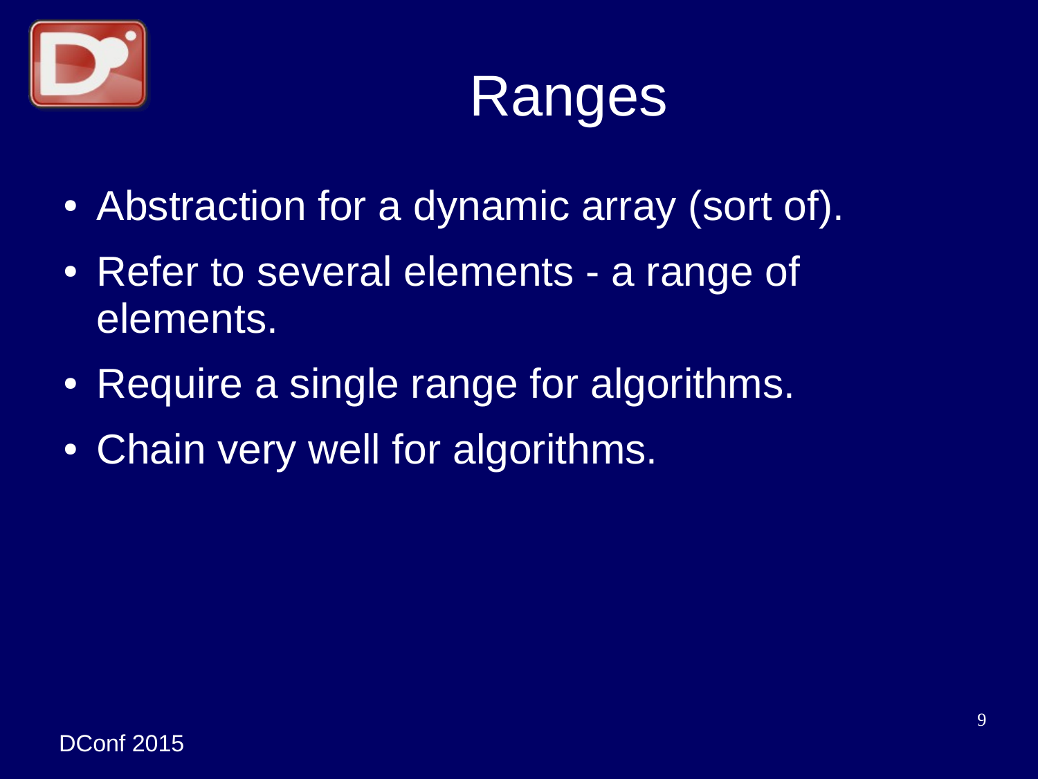# Ranges

- Abstraction for a dynamic array (sort of).
- Refer to several elements - a range of elements.
- Require a single range for algorithms.
- Chain very well for algorithms.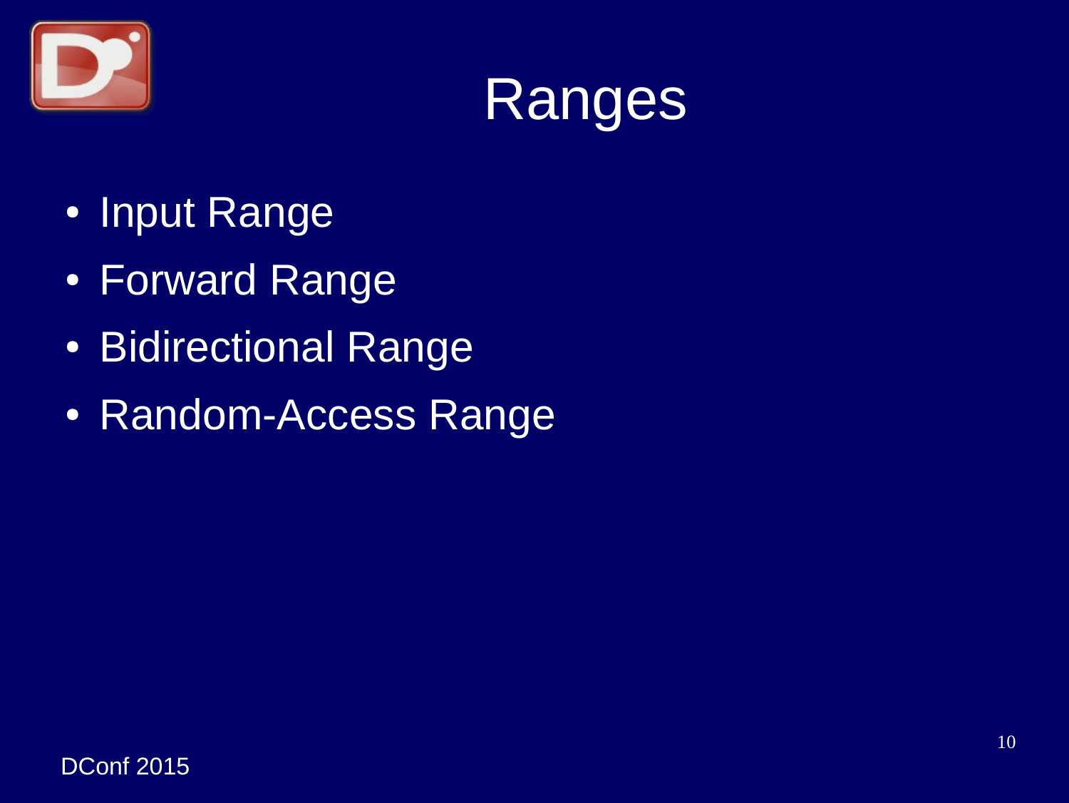# Ranges

- Input Range
- Forward Range
- Bidirectional Range
- Random-Access Range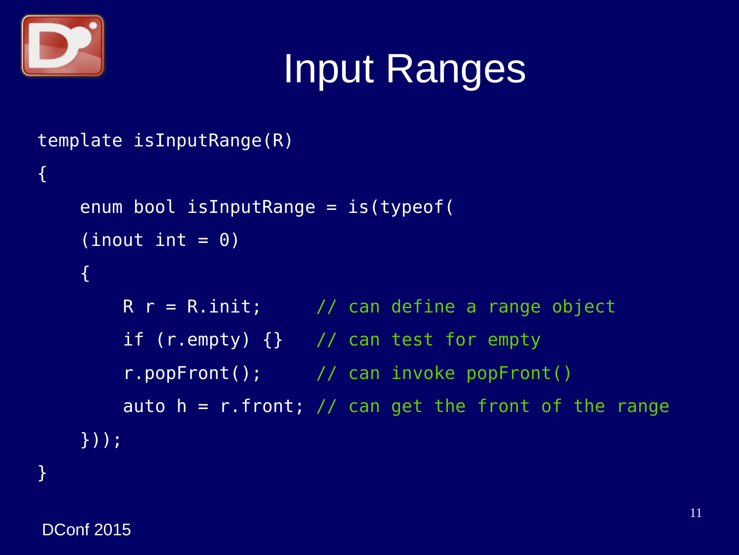# Input Ranges

```
template isInputRange(R)
{
    enum bool isInputRange = is(typeof(
    (inout int = 0)
    {
        R r = R.init;     // can define a range object
        if (r.empty) {}   // can test for empty
        r.popFront();     // can invoke popFront()
        auto h = r.front; // can get the front of the range
    }));
}
```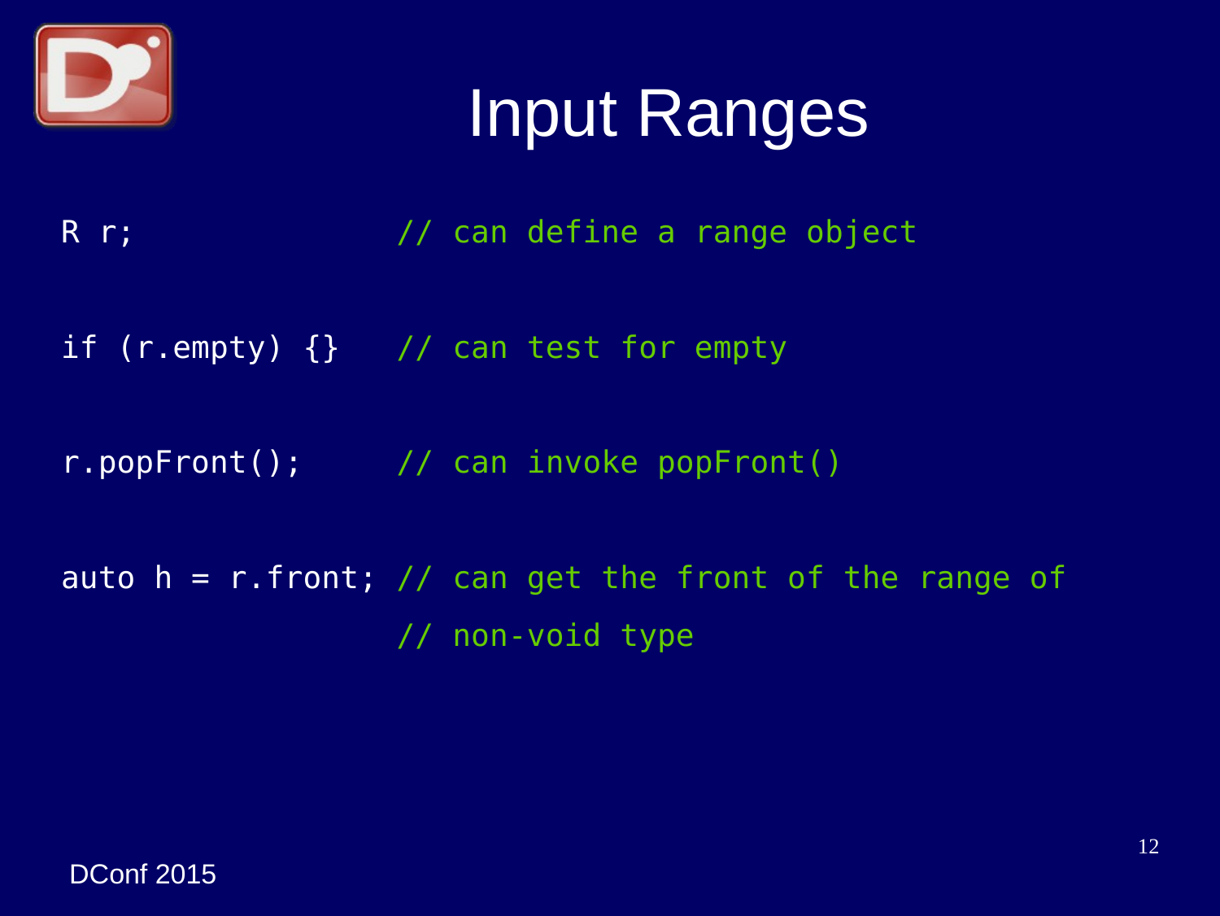# Input Ranges

```
R r;              // can define a range object

if (r.empty) {}   // can test for empty

r.popFront();     // can invoke popFront()

auto h = r.front; // can get the front of the range of
                  // non-void type
```

DConf 2015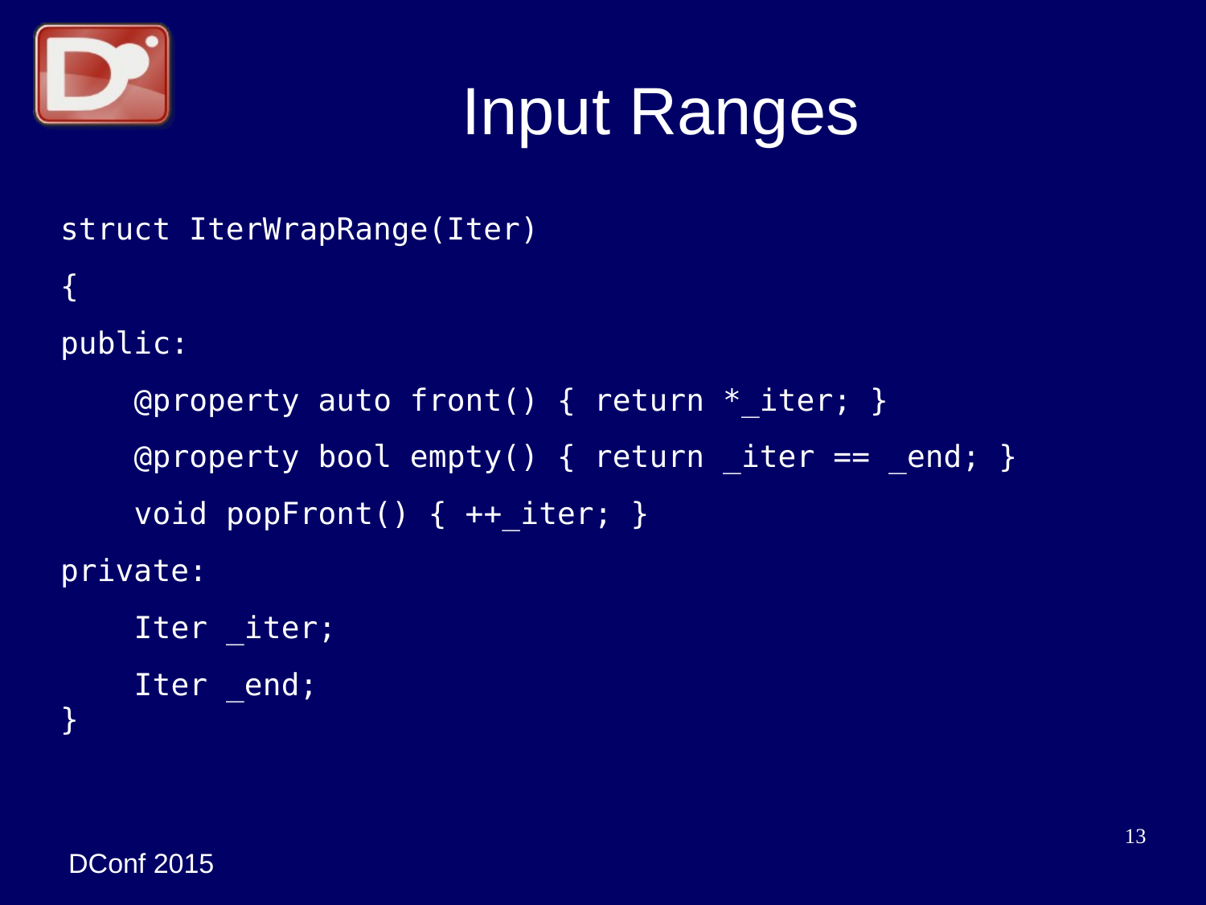# Input Ranges

```
struct IterWrapRange(Iter)
{
public:
    @property auto front() { return *_iter; }
    @property bool empty() { return _iter == _end; }
    void popFront() { ++_iter; }
private:
    Iter _iter;
    Iter _end;
}
```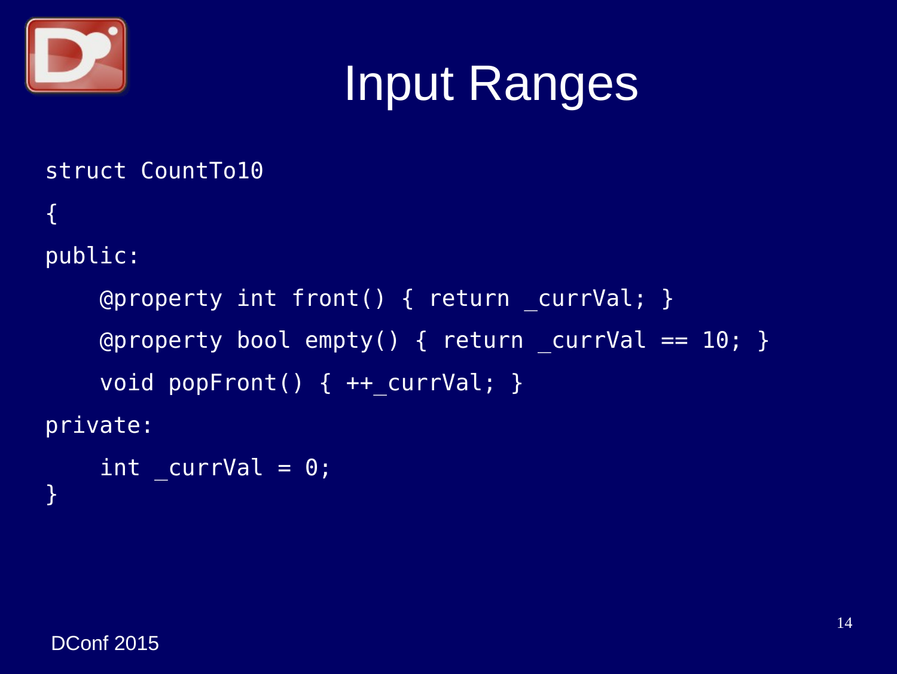# Input Ranges

```
struct CountTo10
{
public:
    @property int front() { return _currVal; }
    @property bool empty() { return _currVal == 10; }
    void popFront() { ++_currVal; }
private:
    int _currVal = 0;
}
```

DConf 2015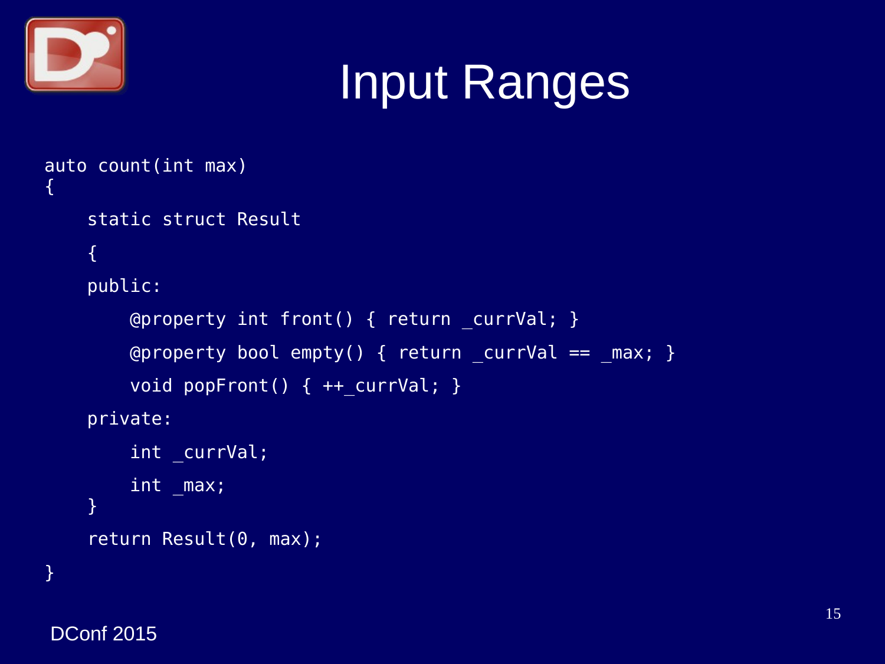# Input Ranges

```
auto count(int max)
{
    static struct Result
    {
    public:
        @property int front() { return _currVal; }
        @property bool empty() { return _currVal == _max; }
        void popFront() { ++_currVal; }
    private:
        int _currVal;
        int _max;
    }
    return Result(0, max);
}
```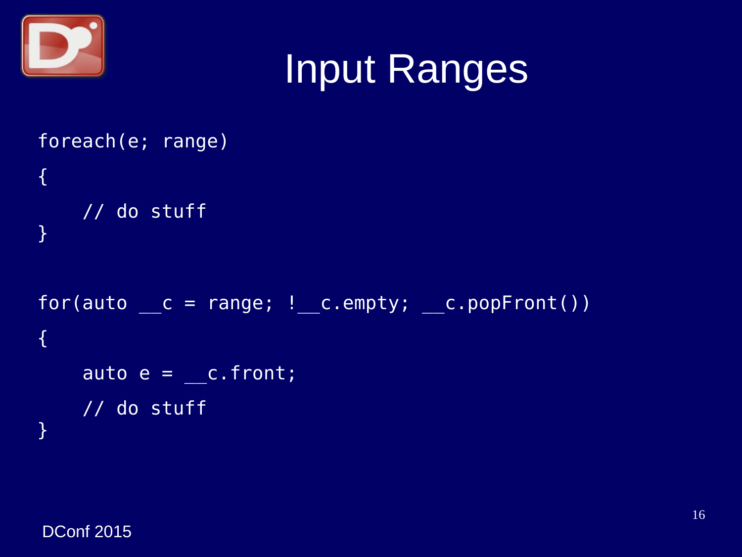# Input Ranges

```
foreach(e; range)
{
    // do stuff
}
```

```
for(auto __c = range; !__c.empty; __c.popFront())
{
    auto e = __c.front;
    // do stuff
}
```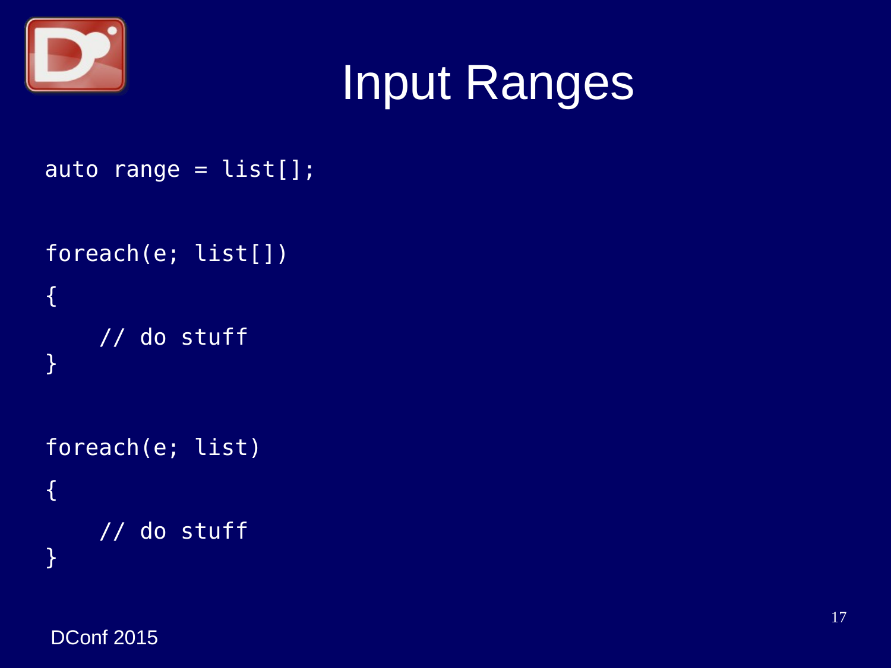# Input Ranges

```
auto range = list[];

foreach(e; list[])
{
    // do stuff
}

foreach(e; list)
{
    // do stuff
}
```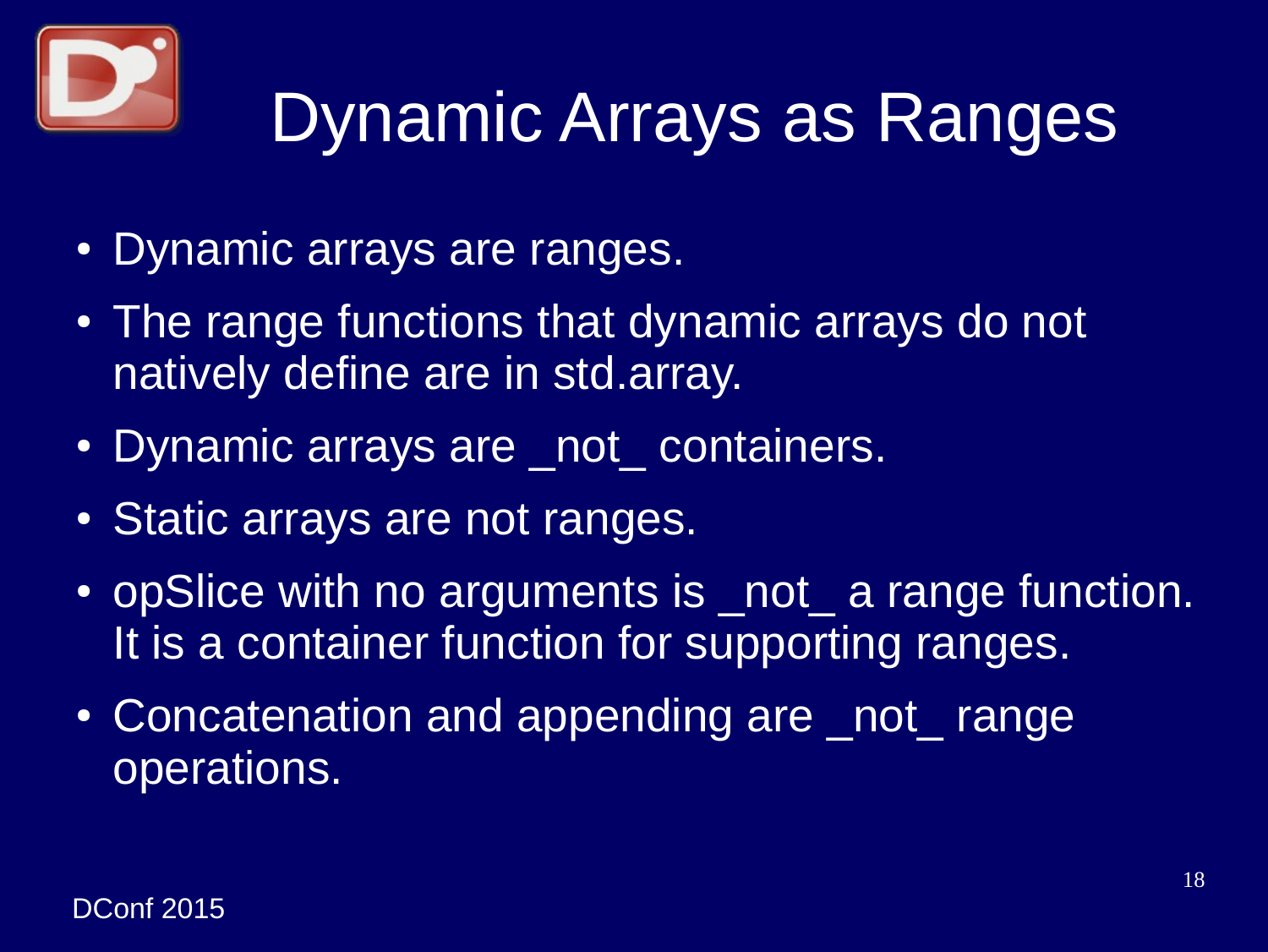# Dynamic Arrays as Ranges

- Dynamic arrays are ranges.
- The range functions that dynamic arrays do not natively define are in std.array.
- Dynamic arrays are _not_ containers.
- Static arrays are not ranges.
- opSlice with no arguments is _not_ a range function. It is a container function for supporting ranges.
- Concatenation and appending are _not_ range operations.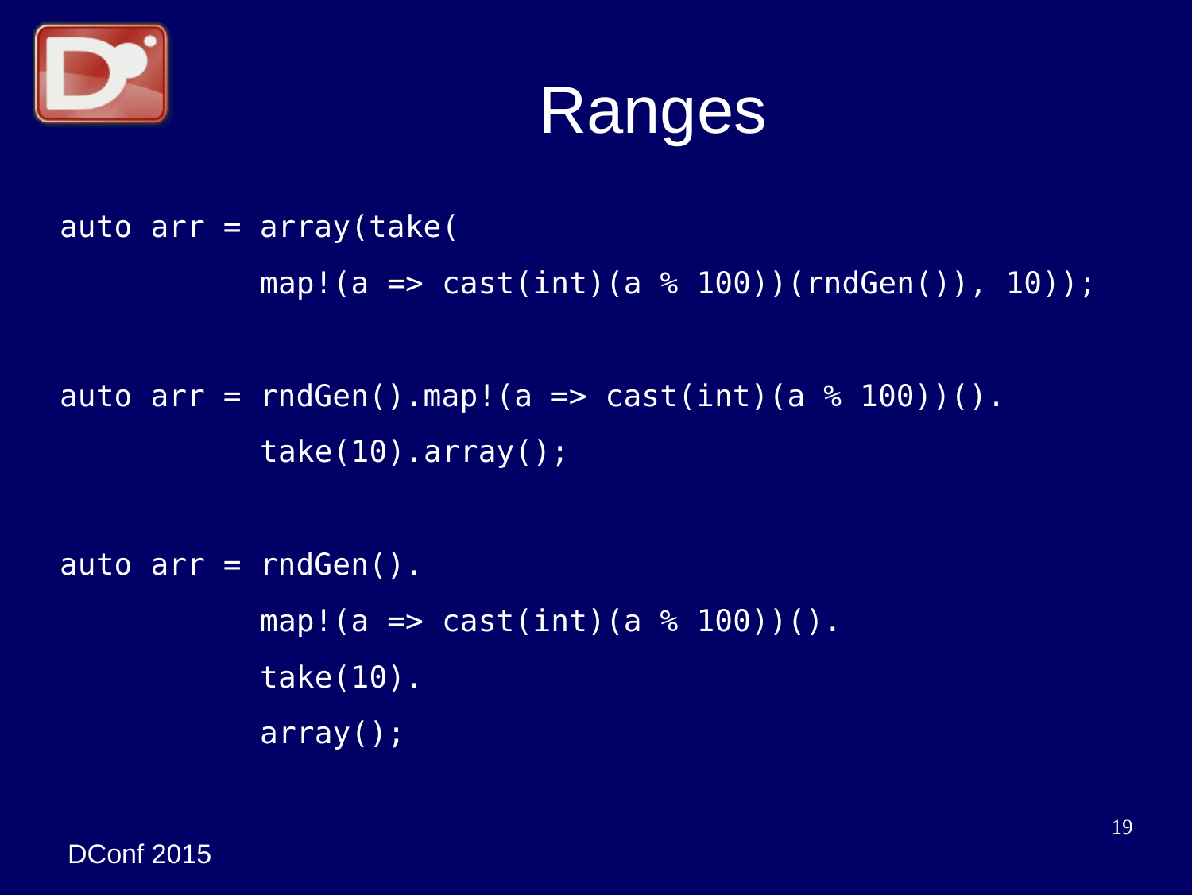# Ranges

```
auto arr = array(take(
           map!(a => cast(int)(a % 100))(rndGen()), 10));

auto arr = rndGen().map!(a => cast(int)(a % 100))().
           take(10).array();

auto arr = rndGen().
           map!(a => cast(int)(a % 100))().
           take(10).
           array();
```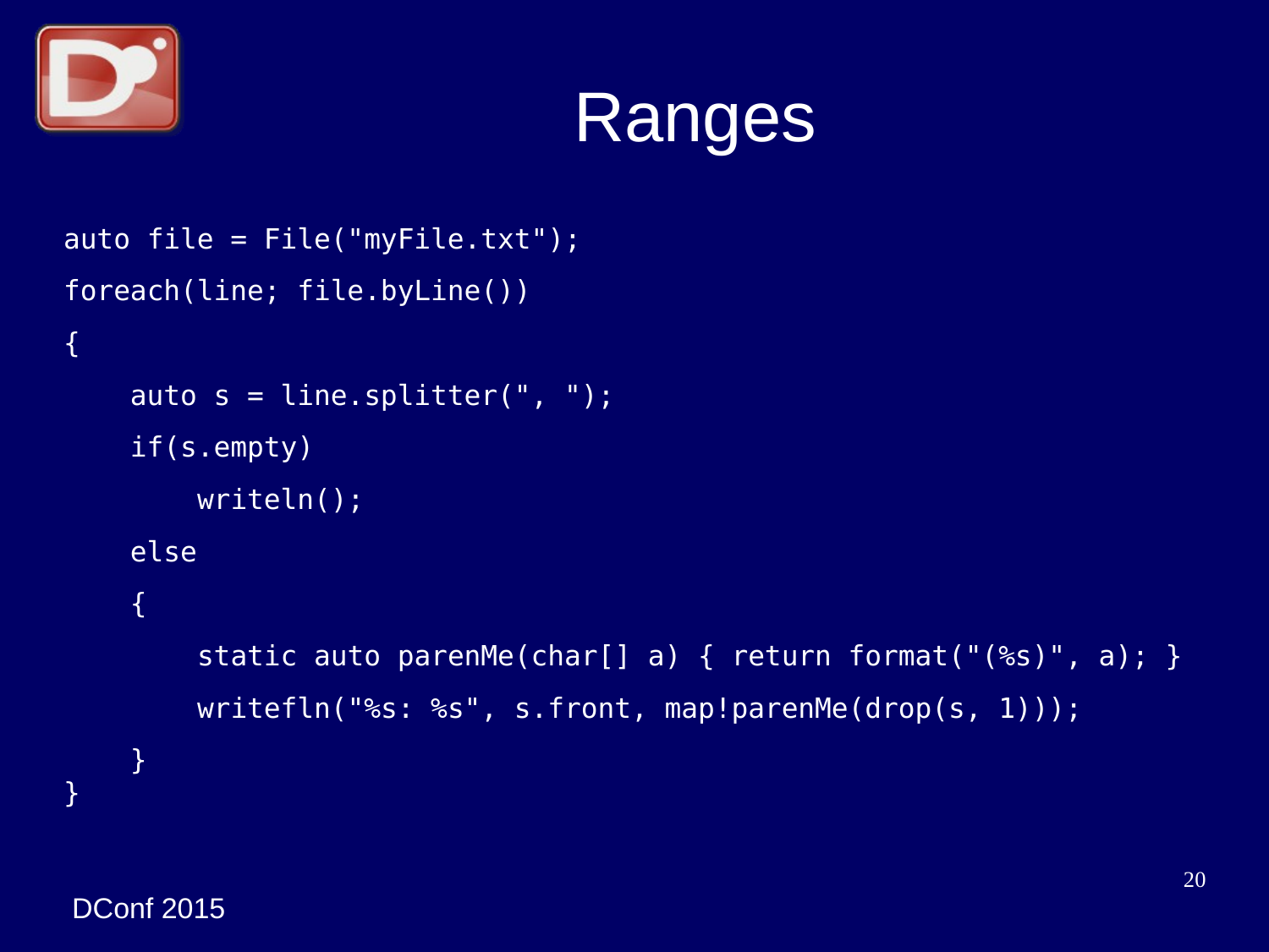# Ranges

```
auto file = File("myFile.txt");
foreach(line; file.byLine())
{
    auto s = line.splitter(", ");
    if(s.empty)
        writeln();
    else
    {
        static auto parenMe(char[] a) { return format("(%s)", a); }
        writefln("%s: %s", s.front, map!parenMe(drop(s, 1)));
    }
}
```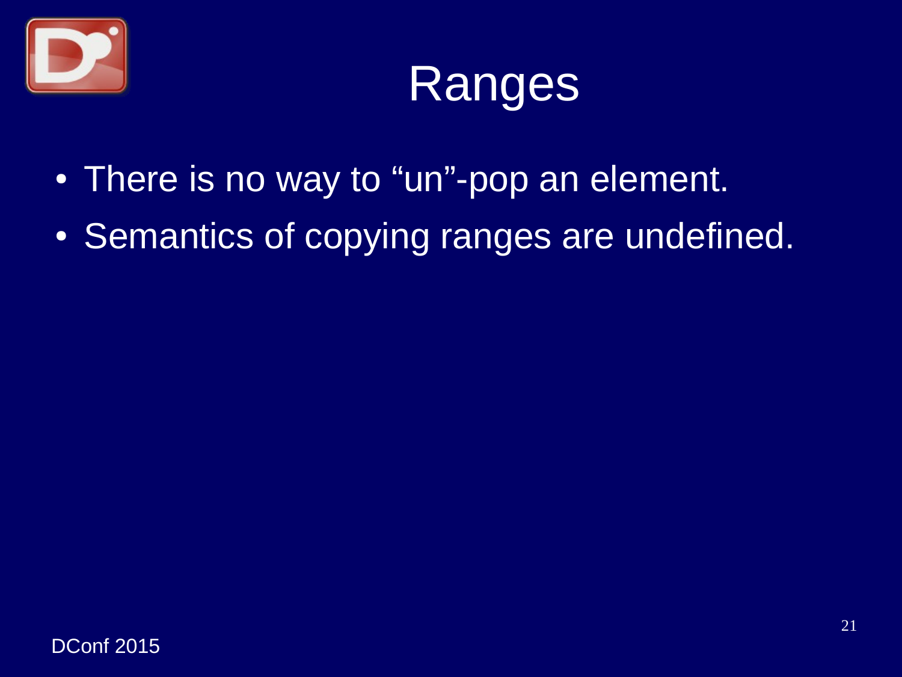# Ranges

- There is no way to “un”-pop an element.
- Semantics of copying ranges are undefined.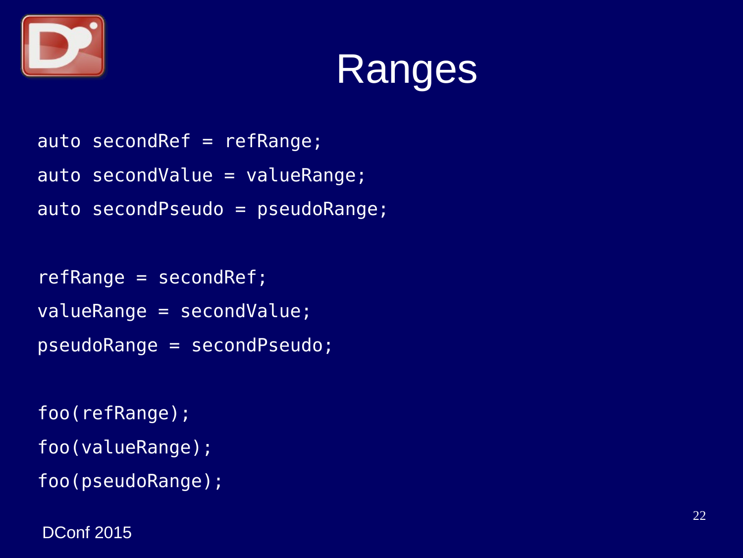# Ranges

```
auto secondRef = refRange;
auto secondValue = valueRange;
auto secondPseudo = pseudoRange;

refRange = secondRef;
valueRange = secondValue;
pseudoRange = secondPseudo;

foo(refRange);
foo(valueRange);
foo(pseudoRange);
```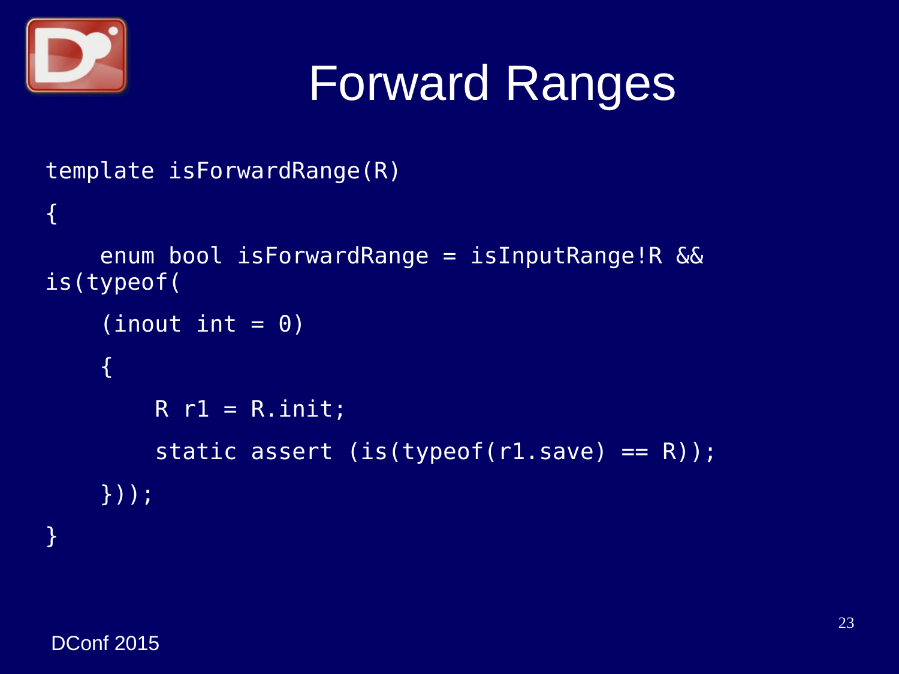# Forward Ranges

```
template isForwardRange(R)
{
    enum bool isForwardRange = isInputRange!R &&
is(typeof(
    (inout int = 0)
    {
        R r1 = R.init;
        static assert (is(typeof(r1.save) == R));
    }));
}
```

DConf 2015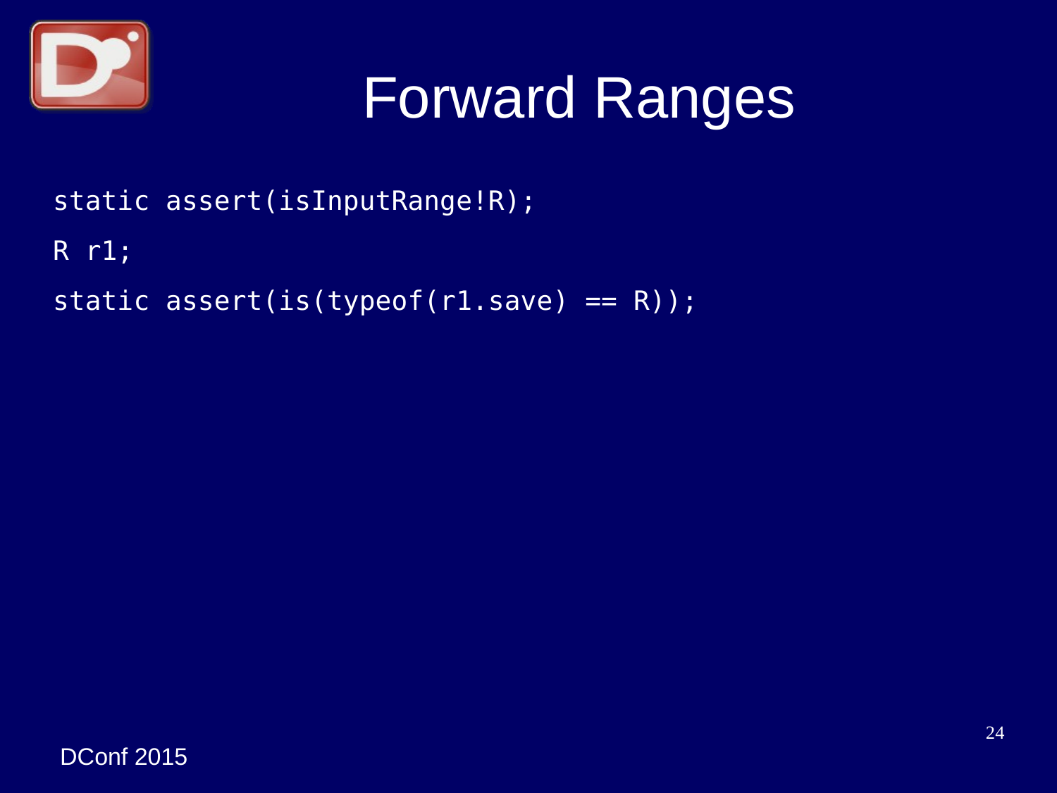# Forward Ranges

```
static assert(isInputRange!R);

R r1;

static assert(is(typeof(r1.save) == R));
```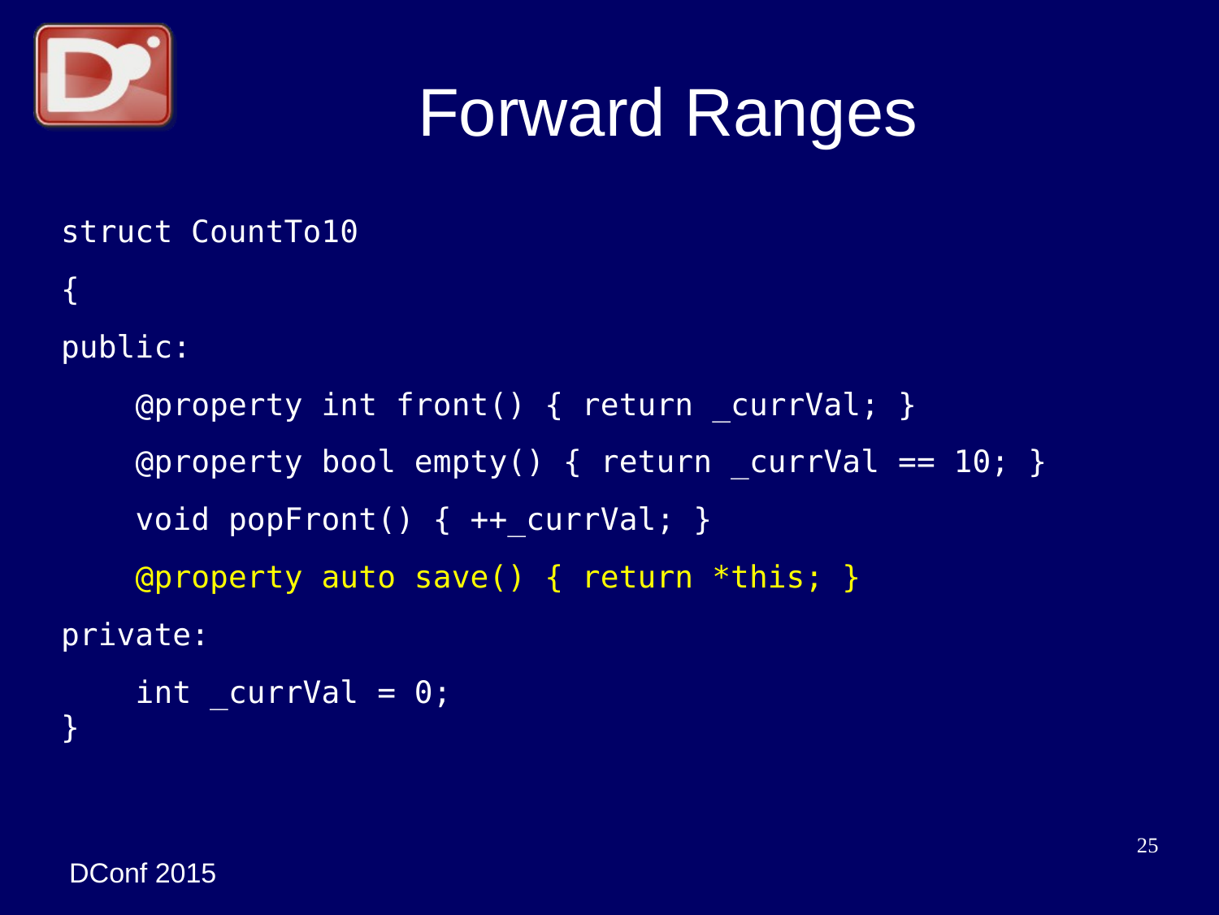# Forward Ranges

```
struct CountTo10
{
public:
    @property int front() { return _currVal; }
    @property bool empty() { return _currVal == 10; }
    void popFront() { ++_currVal; }
    @property auto save() { return *this; }
private:
    int _currVal = 0;
}
```

DConf 2015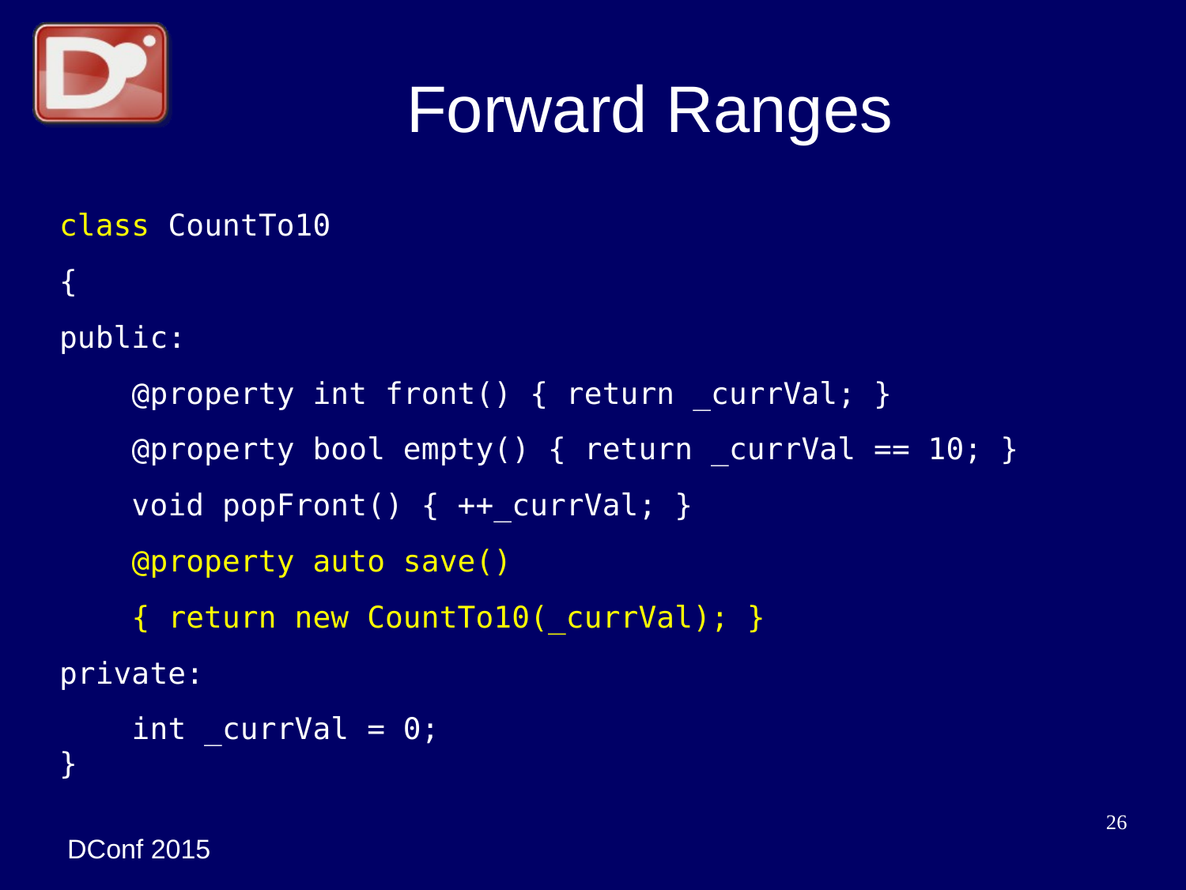# Forward Ranges

```
class CountTo10
{
public:
    @property int front() { return _currVal; }
    @property bool empty() { return _currVal == 10; }
    void popFront() { ++_currVal; }
    @property auto save()
    { return new CountTo10(_currVal); }
private:
    int _currVal = 0;
}
```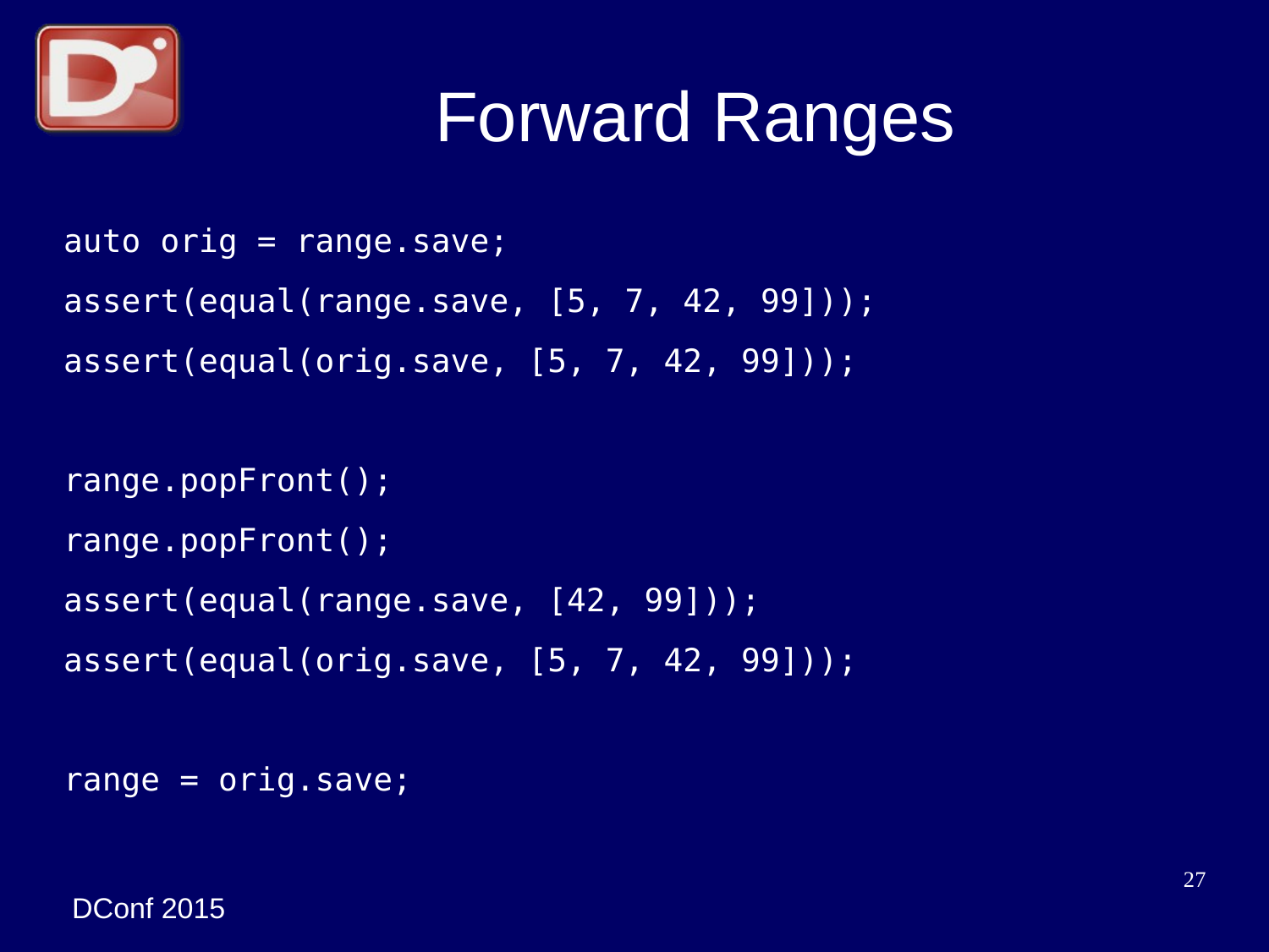# Forward Ranges

```
auto orig = range.save;
assert(equal(range.save, [5, 7, 42, 99]));
assert(equal(orig.save, [5, 7, 42, 99]));

range.popFront();
range.popFront();
assert(equal(range.save, [42, 99]));
assert(equal(orig.save, [5, 7, 42, 99]));

range = orig.save;
```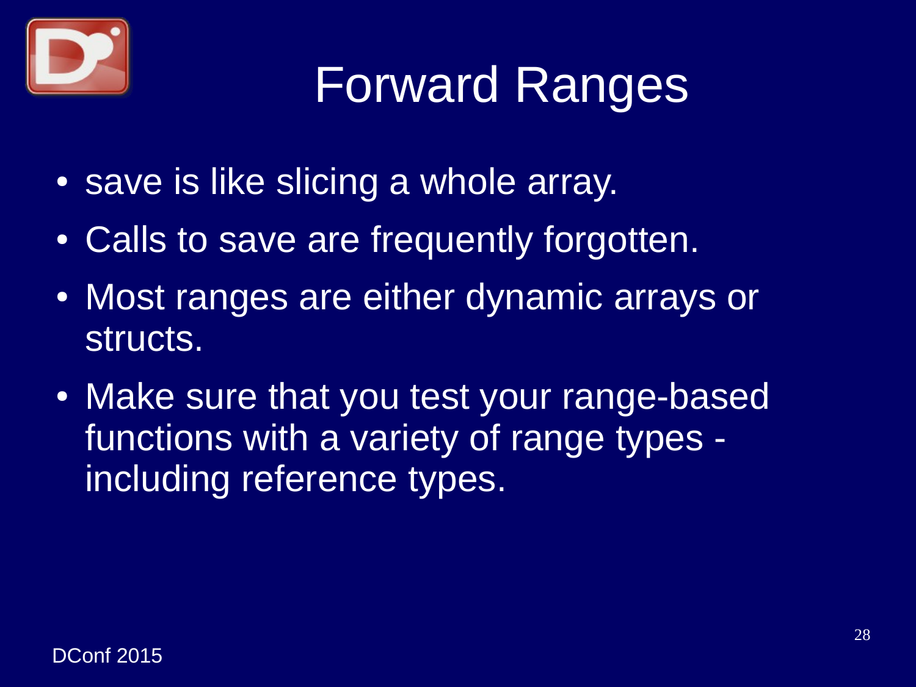# Forward Ranges

- save is like slicing a whole array.
- Calls to save are frequently forgotten.
- Most ranges are either dynamic arrays or structs.
- Make sure that you test your range-based functions with a variety of range types - including reference types.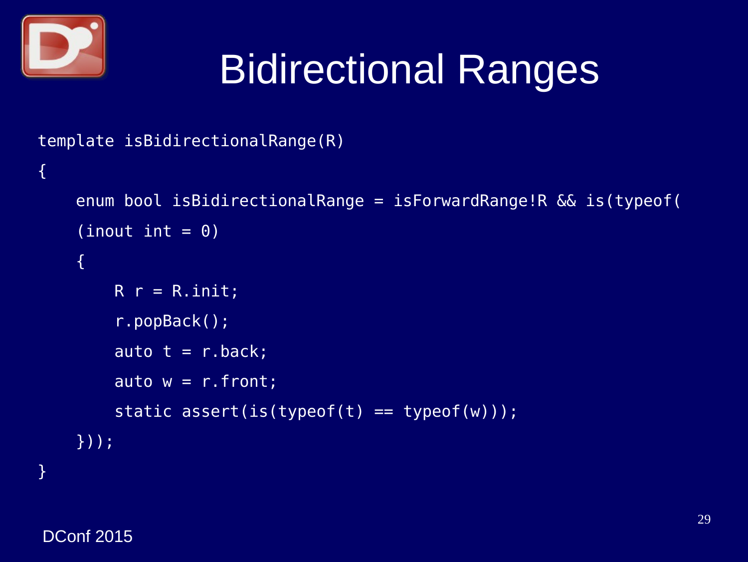# Bidirectional Ranges

```
template isBidirectionalRange(R)
{
    enum bool isBidirectionalRange = isForwardRange!R && is(typeof(
    (inout int = 0)
    {
        R r = R.init;
        r.popBack();
        auto t = r.back;
        auto w = r.front;
        static assert(is(typeof(t) == typeof(w)));
    }));
}
```

DConf 2015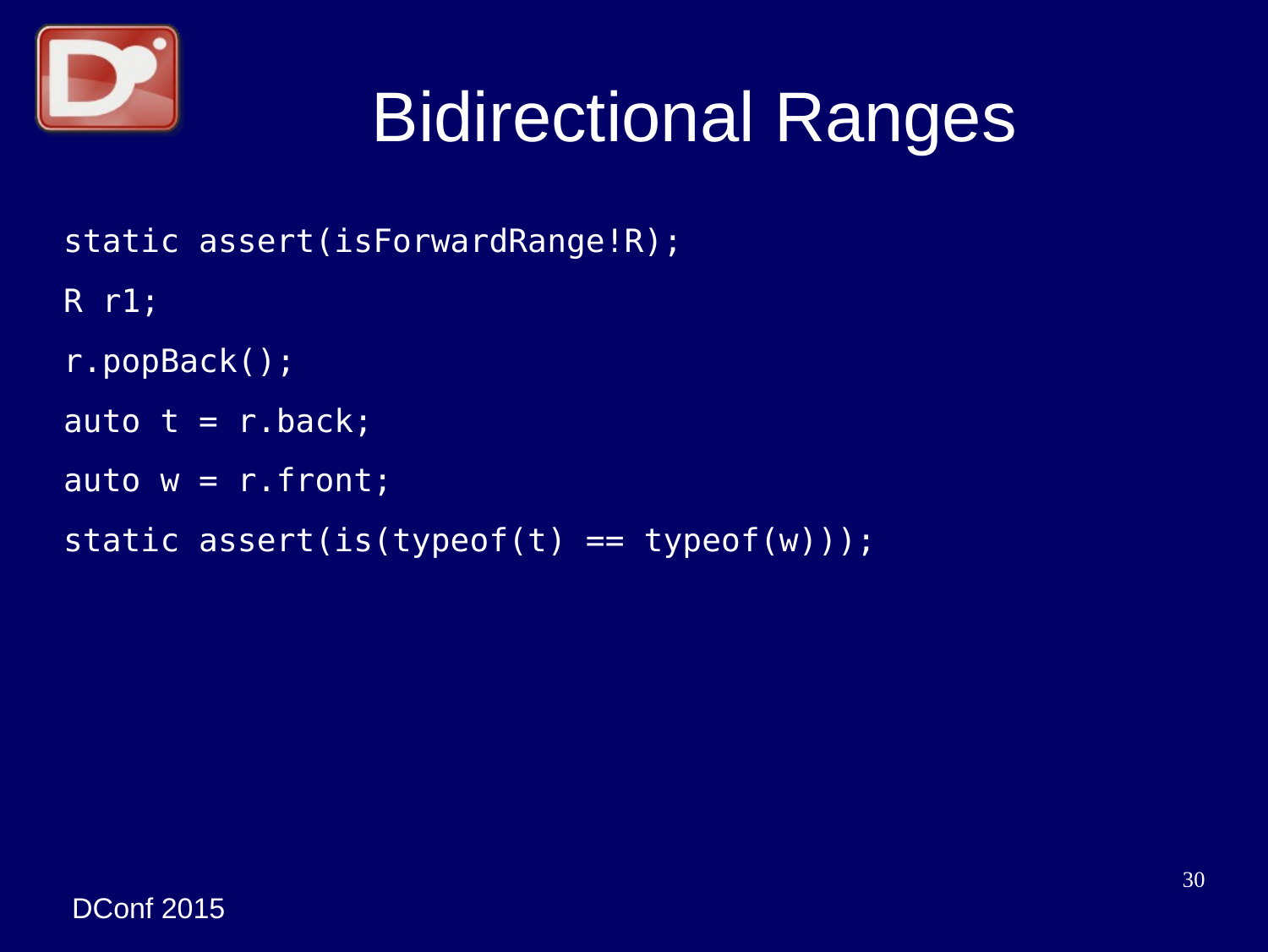# Bidirectional Ranges

```
static assert(isForwardRange!R);
R r1;
r.popBack();
auto t = r.back;
auto w = r.front;
static assert(is(typeof(t) == typeof(w)));
```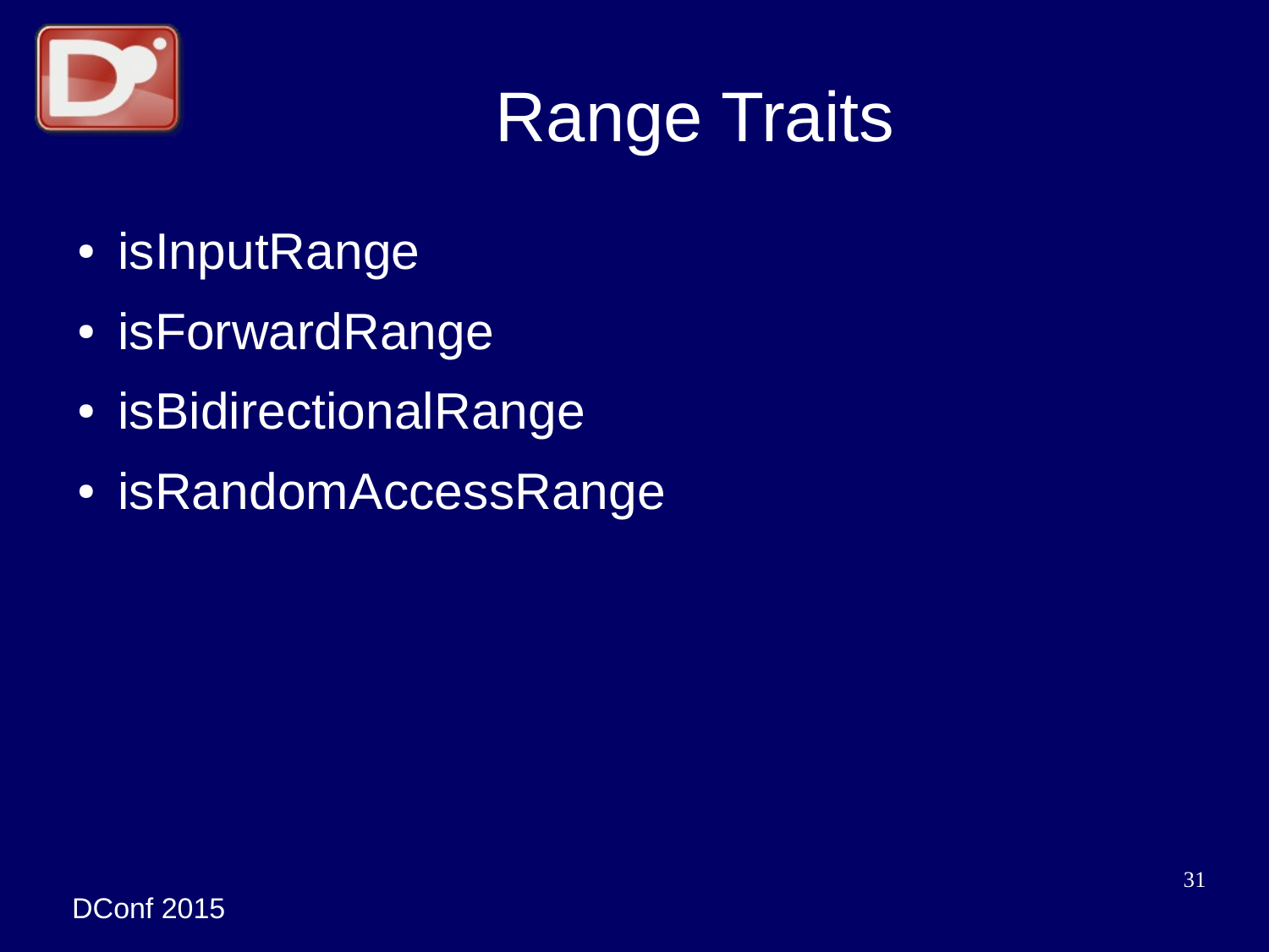# Range Traits

- isInputRange
- isForwardRange
- isBidirectionalRange
- isRandomAccessRange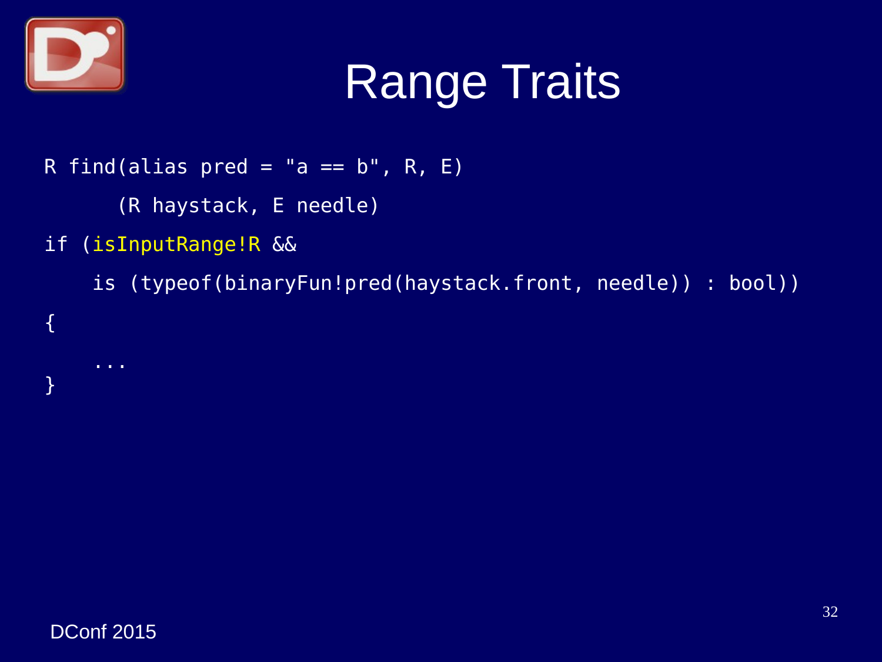# Range Traits

```
R find(alias pred = "a == b", R, E)
      (R haystack, E needle)
if (isInputRange!R &&
    is (typeof(binaryFun!pred(haystack.front, needle)) : bool))
{
    ...
}
```

DConf 2015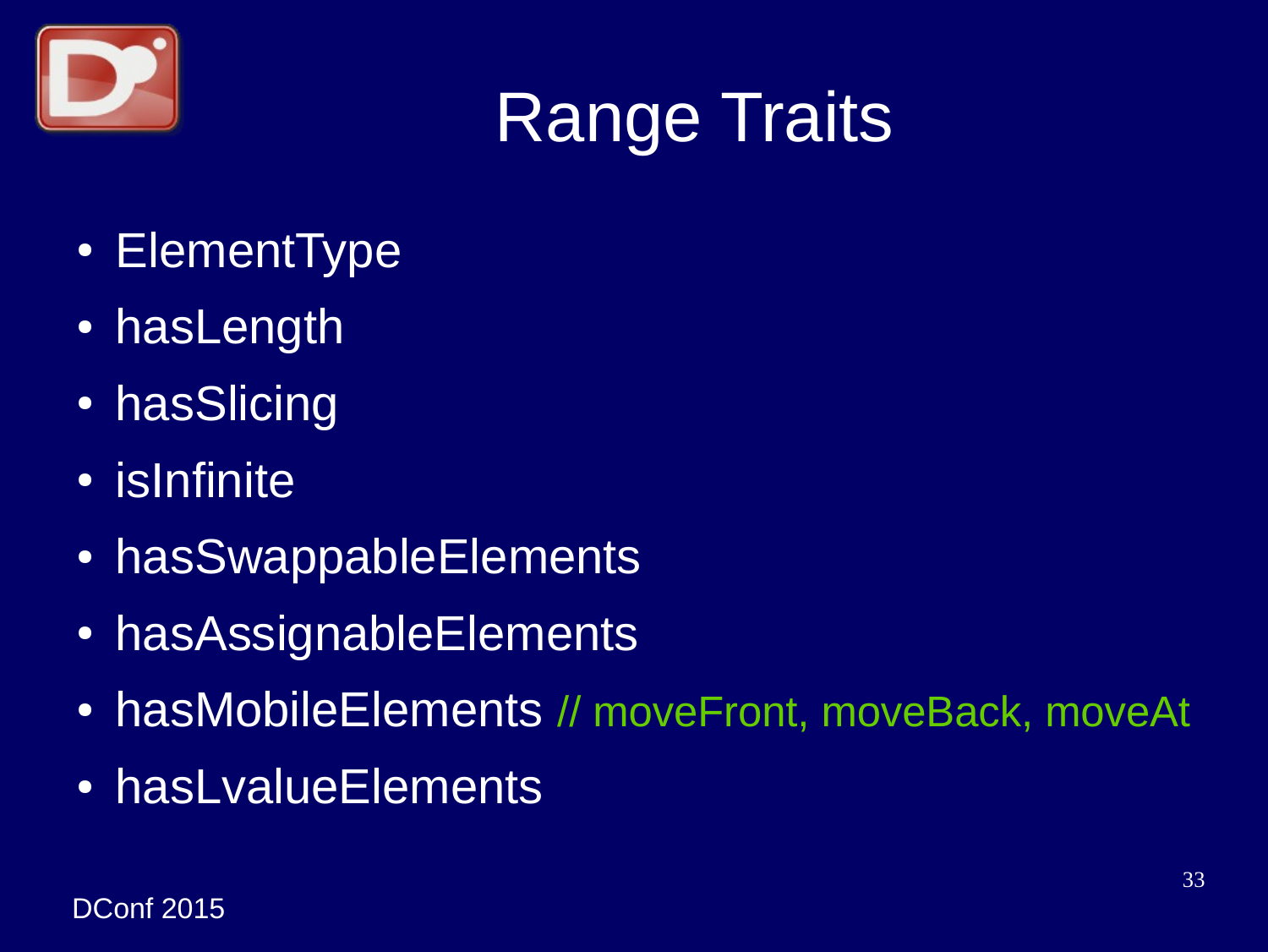# Range Traits

- ElementType
- hasLength
- hasSlicing
- isInfinite
- hasSwappableElements
- hasAssignableElements
- hasMobileElements // moveFront, moveBack, moveAt
- hasLvalueElements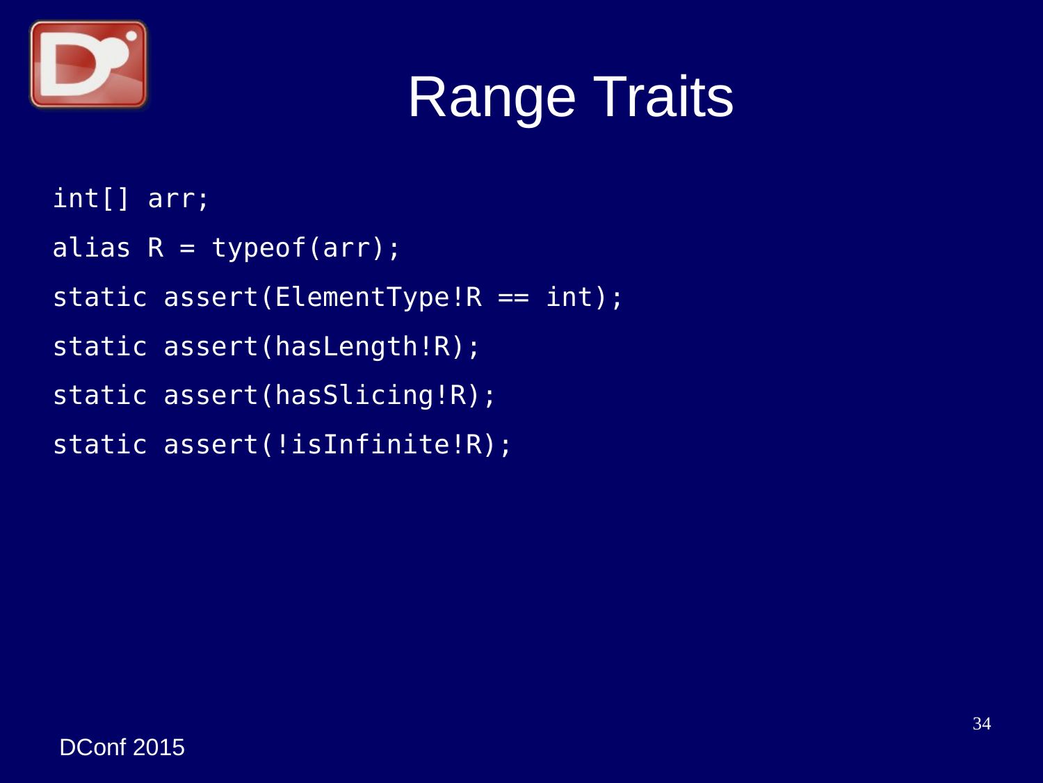# Range Traits

```
int[] arr;
alias R = typeof(arr);
static assert(ElementType!R == int);
static assert(hasLength!R);
static assert(hasSlicing!R);
static assert(!isInfinite!R);
```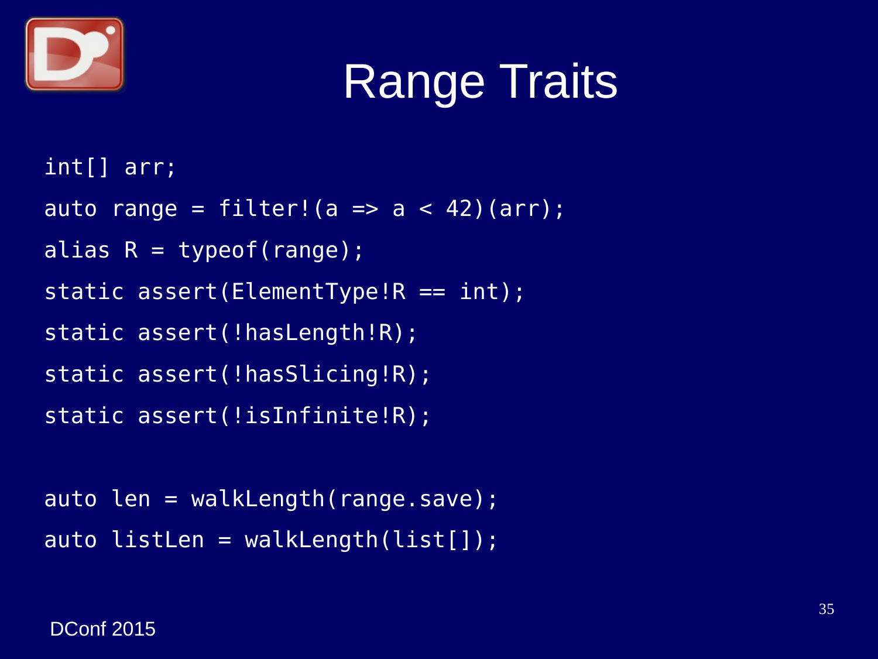# Range Traits

```
int[] arr;
auto range = filter!(a => a < 42)(arr);
alias R = typeof(range);
static assert(ElementType!R == int);
static assert(!hasLength!R);
static assert(!hasSlicing!R);
static assert(!isInfinite!R);

auto len = walkLength(range.save);
auto listLen = walkLength(list[]);
```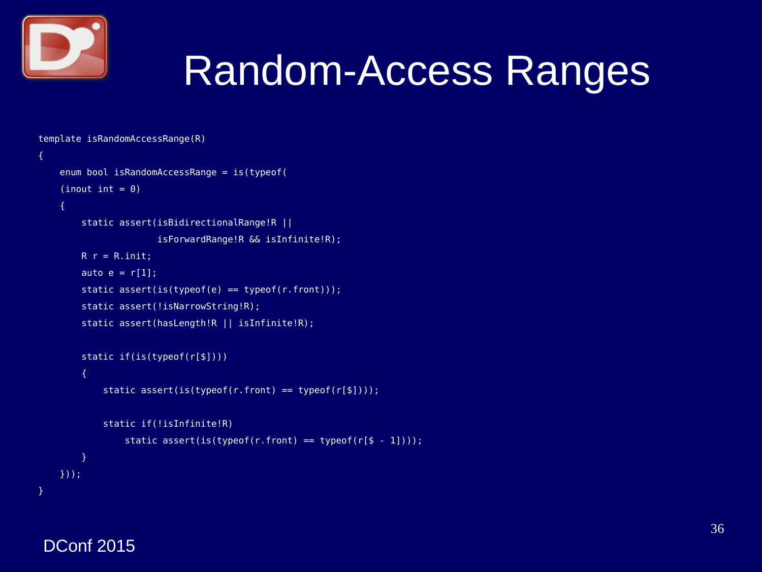# Random-Access Ranges

```
template isRandomAccessRange(R)
{
    enum bool isRandomAccessRange = is(typeof(
    (inout int = 0)
    {
        static assert(isBidirectionalRange!R ||
                      isForwardRange!R && isInfinite!R);
        R r = R.init;
        auto e = r[1];
        static assert(is(typeof(e) == typeof(r.front)));
        static assert(!isNarrowString!R);
        static assert(hasLength!R || isInfinite!R);

        static if(is(typeof(r[$])))
        {
            static assert(is(typeof(r.front) == typeof(r[$])));

            static if(!isInfinite!R)
                static assert(is(typeof(r.front) == typeof(r[$ - 1])));
        }
    }));
}
```

DConf 2015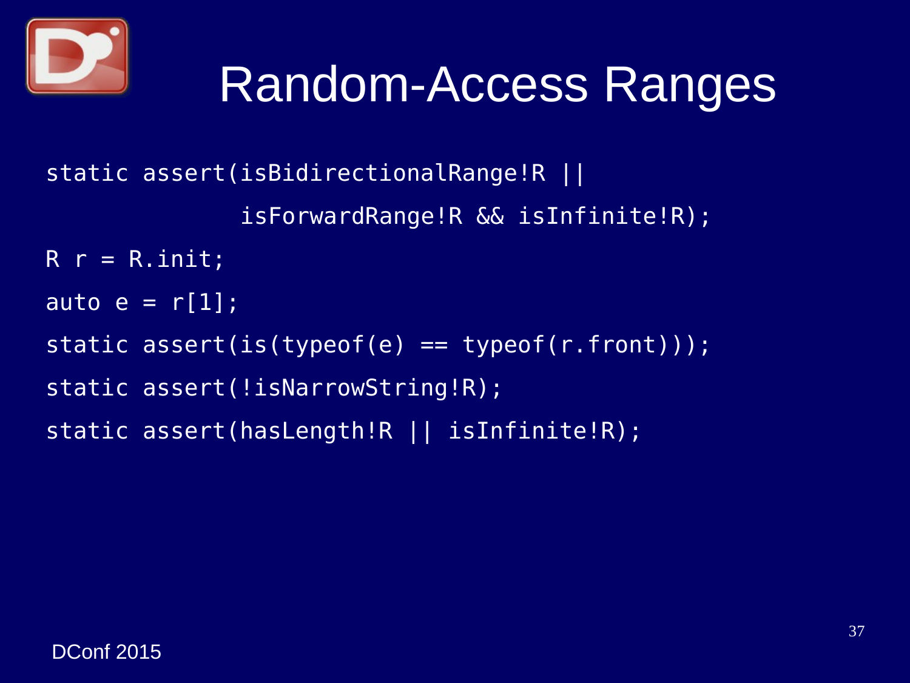# Random-Access Ranges

```
static assert(isBidirectionalRange!R ||
              isForwardRange!R && isInfinite!R);
R r = R.init;
auto e = r[1];
static assert(is(typeof(e) == typeof(r.front)));
static assert(!isNarrowString!R);
static assert(hasLength!R || isInfinite!R);
```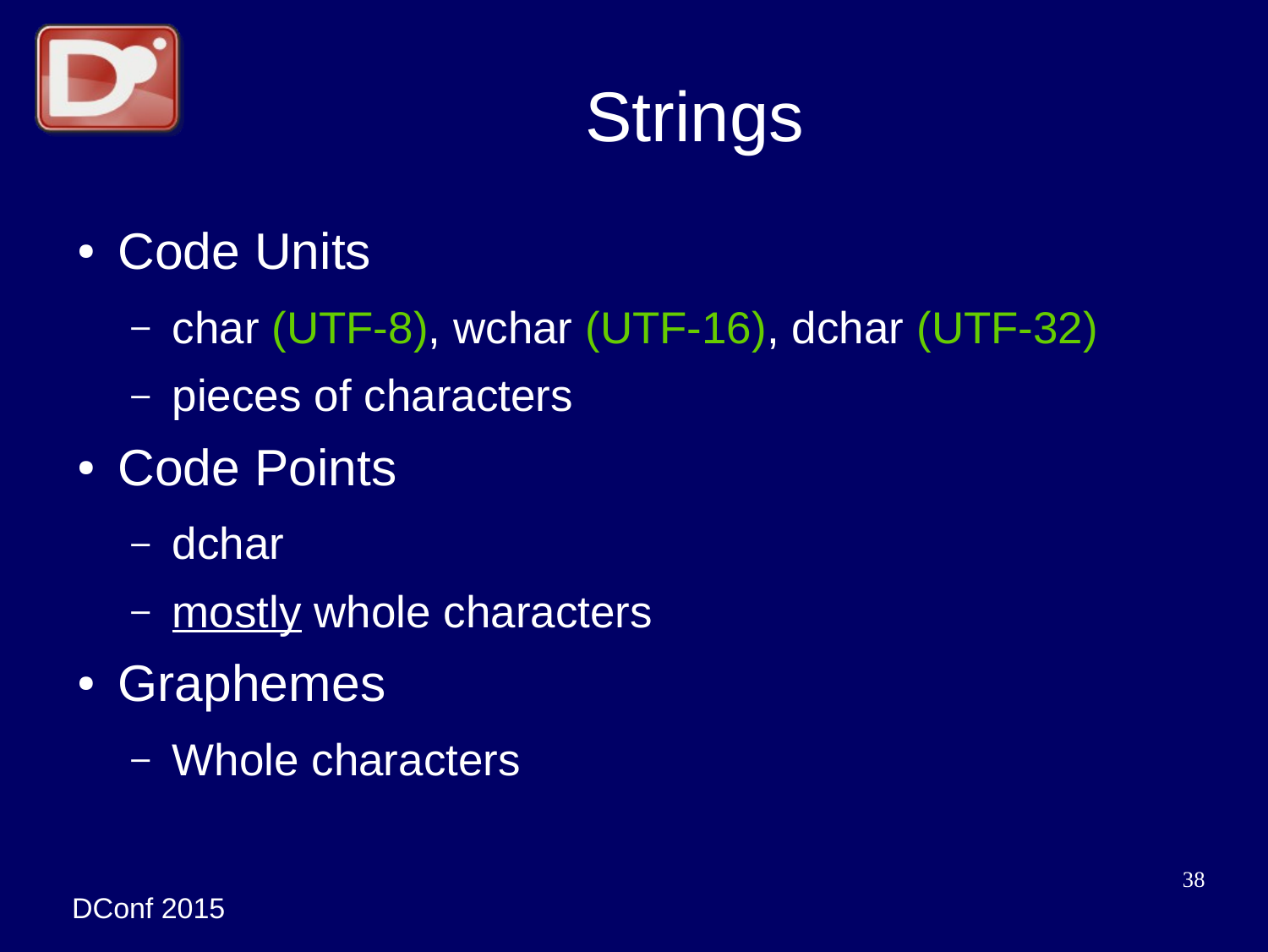# Strings

- Code Units
  - char (UTF-8), wchar (UTF-16), dchar (UTF-32)
  - pieces of characters
- Code Points
  - dchar
  - <u>mostly</u> whole characters
- Graphemes
  - Whole characters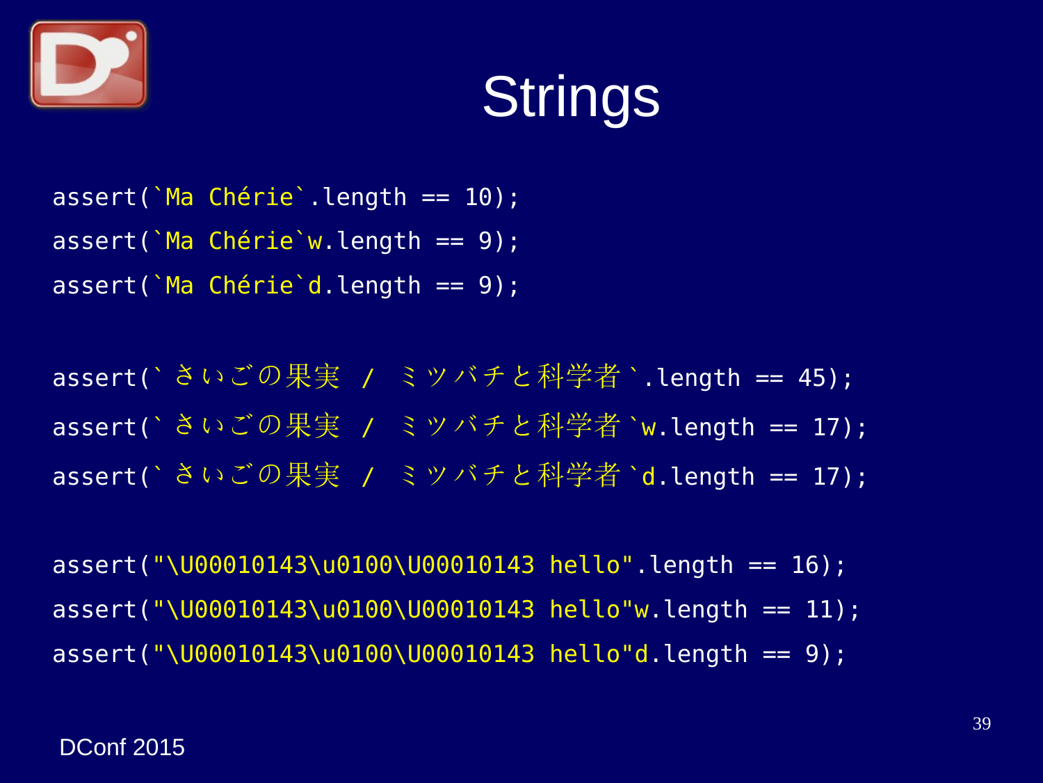# Strings

```
assert(`Ma Chérie`.length == 10);
assert(`Ma Chérie`w.length == 9);
assert(`Ma Chérie`d.length == 9);

assert(`さいごの果実 / ミツバチと科学者`.length == 45);
assert(`さいごの果実 / ミツバチと科学者`w.length == 17);
assert(`さいごの果実 / ミツバチと科学者`d.length == 17);

assert("\U00010143\u0100\U00010143 hello".length == 16);
assert("\U00010143\u0100\U00010143 hello"w.length == 11);
assert("\U00010143\u0100\U00010143 hello"d.length == 9);
```

DConf 2015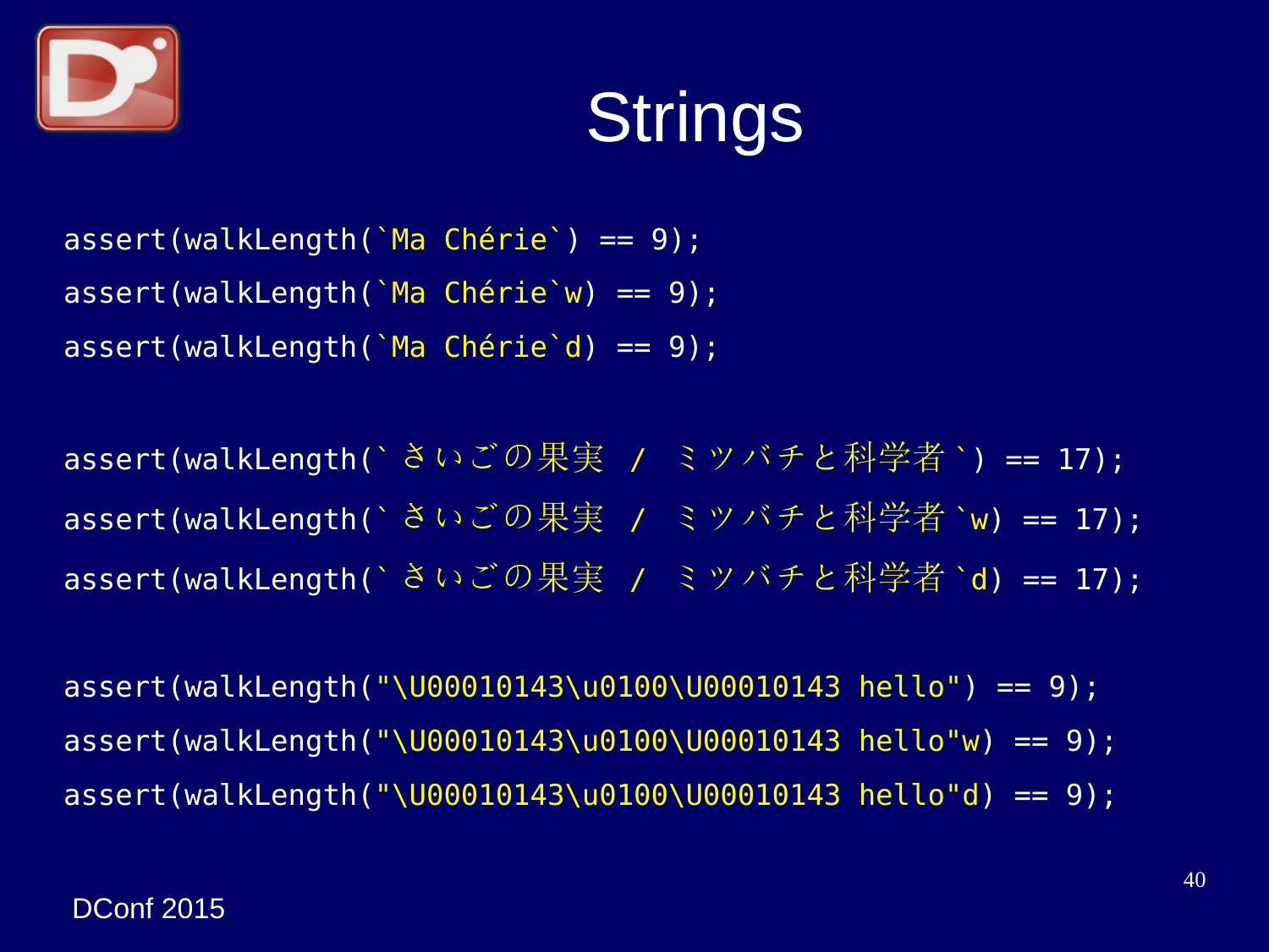# Strings

```
assert(walkLength(`Ma Chérie`) == 9);
assert(walkLength(`Ma Chérie`w) == 9);
assert(walkLength(`Ma Chérie`d) == 9);

assert(walkLength(`さいごの果実 / ミツバチと科学者`) == 17);
assert(walkLength(`さいごの果実 / ミツバチと科学者`w) == 17);
assert(walkLength(`さいごの果実 / ミツバチと科学者`d) == 17);

assert(walkLength("\U00010143\u0100\U00010143 hello") == 9);
assert(walkLength("\U00010143\u0100\U00010143 hello"w) == 9);
assert(walkLength("\U00010143\u0100\U00010143 hello"d) == 9);
```

DConf 2015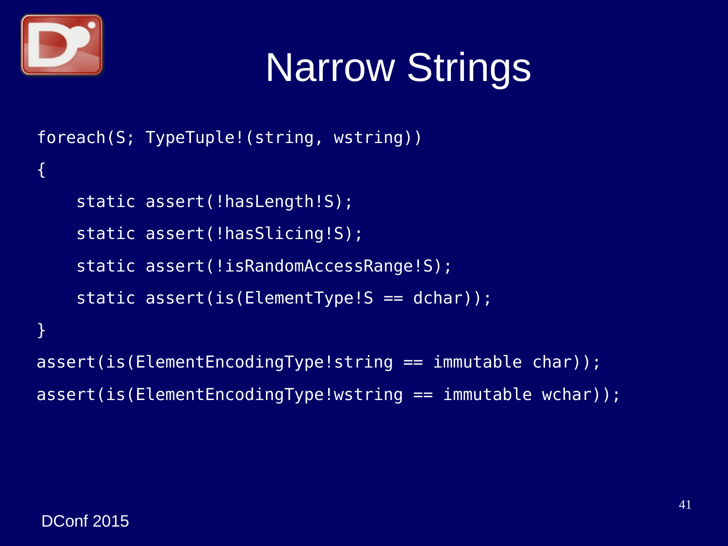# Narrow Strings

```
foreach(S; TypeTuple!(string, wstring))
{
    static assert(!hasLength!S);
    static assert(!hasSlicing!S);
    static assert(!isRandomAccessRange!S);
    static assert(is(ElementType!S == dchar));
}
assert(is(ElementEncodingType!string == immutable char));
assert(is(ElementEncodingType!wstring == immutable wchar));
```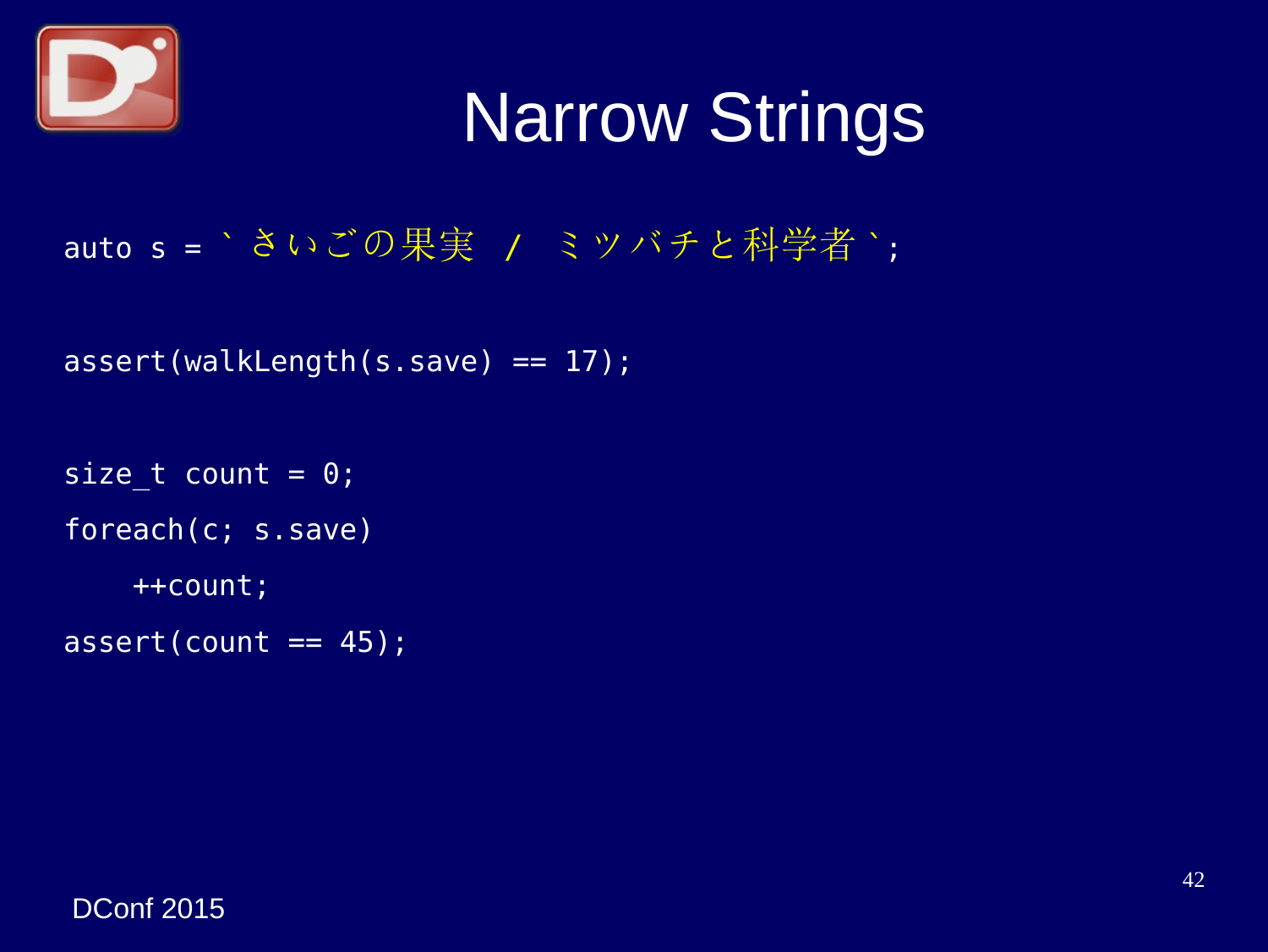# Narrow Strings

```
auto s = `さいごの果実 / ミツバチと科学者`;

assert(walkLength(s.save) == 17);

size_t count = 0;
foreach(c; s.save)
    ++count;
assert(count == 45);
```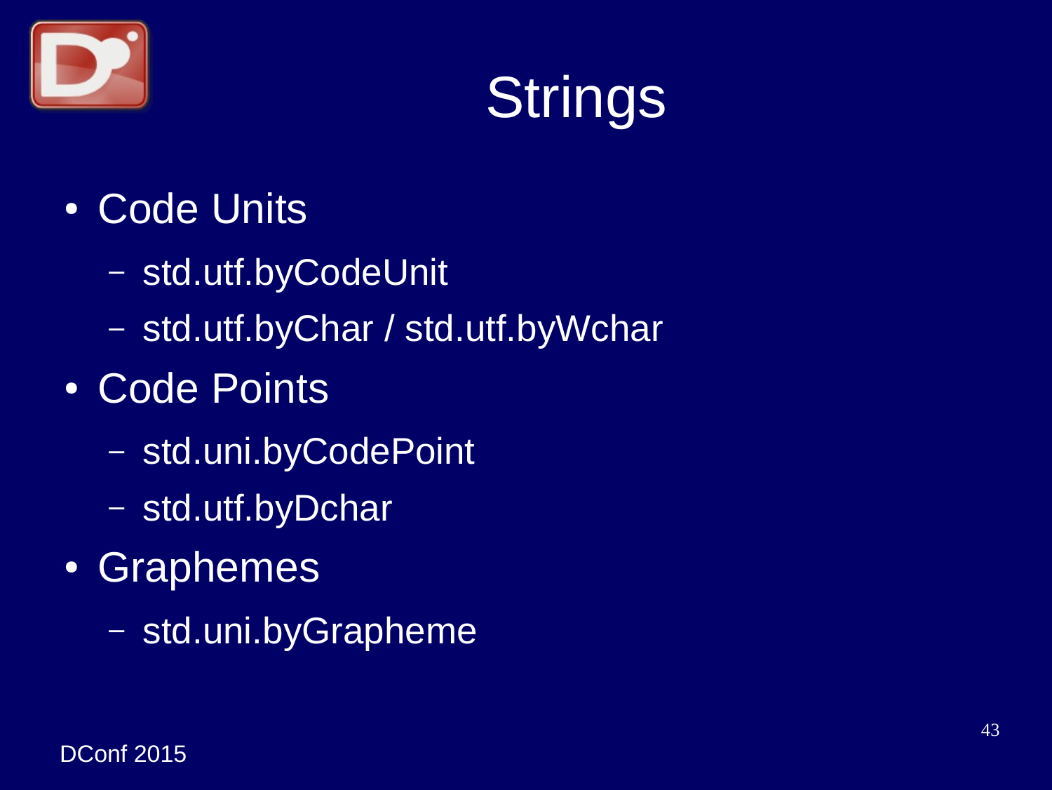# Strings

- Code Units
  - std.utf.byCodeUnit
  - std.utf.byChar / std.utf.byWchar
- Code Points
  - std.uni.byCodePoint
  - std.utf.byDchar
- Graphemes
  - std.uni.byGrapheme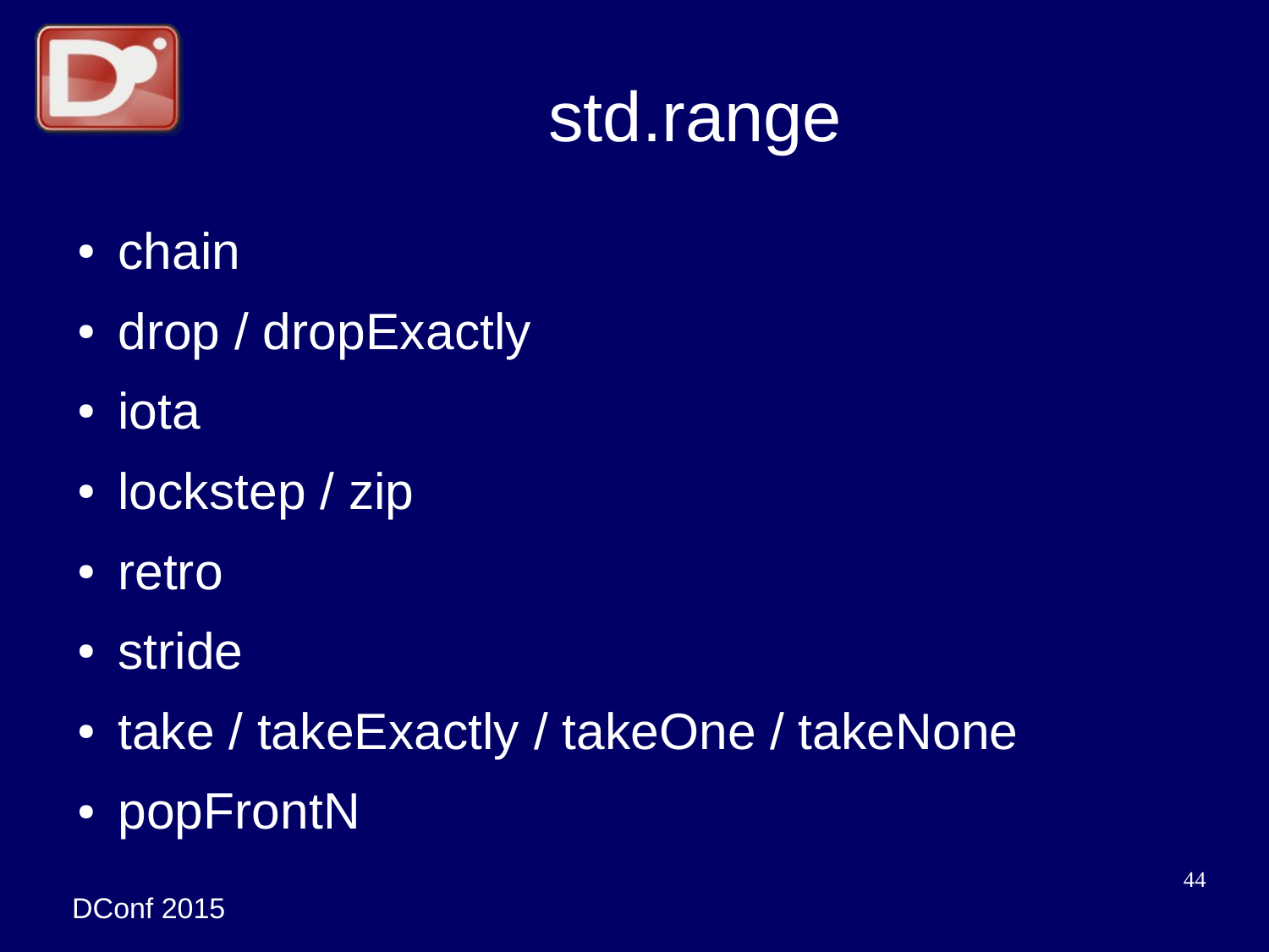# std.range

- chain
- drop / dropExactly
- iota
- lockstep / zip
- retro
- stride
- take / takeExactly / takeOne / takeNone
- popFrontN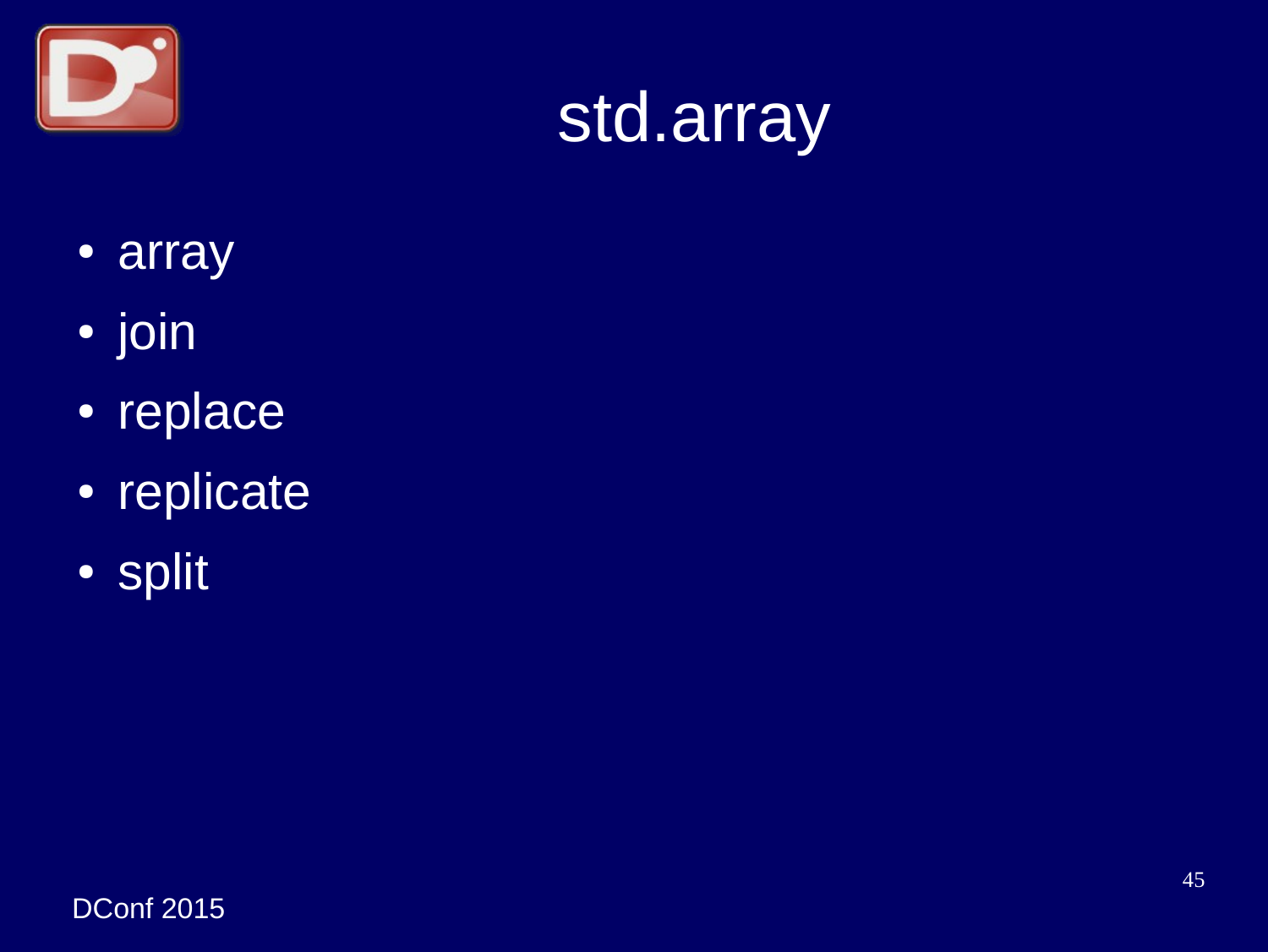# std.array

- array
- join
- replace
- replicate
- split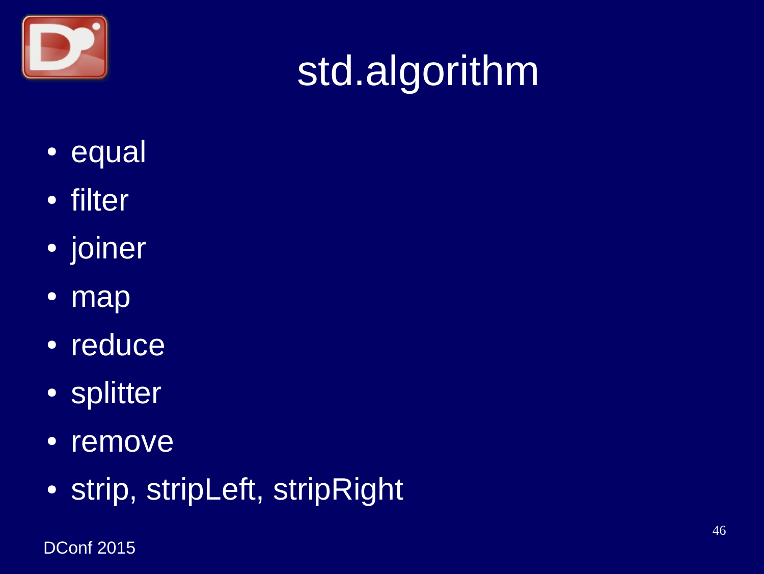# std.algorithm

- equal
- filter
- joiner
- map
- reduce
- splitter
- remove
- strip, stripLeft, stripRight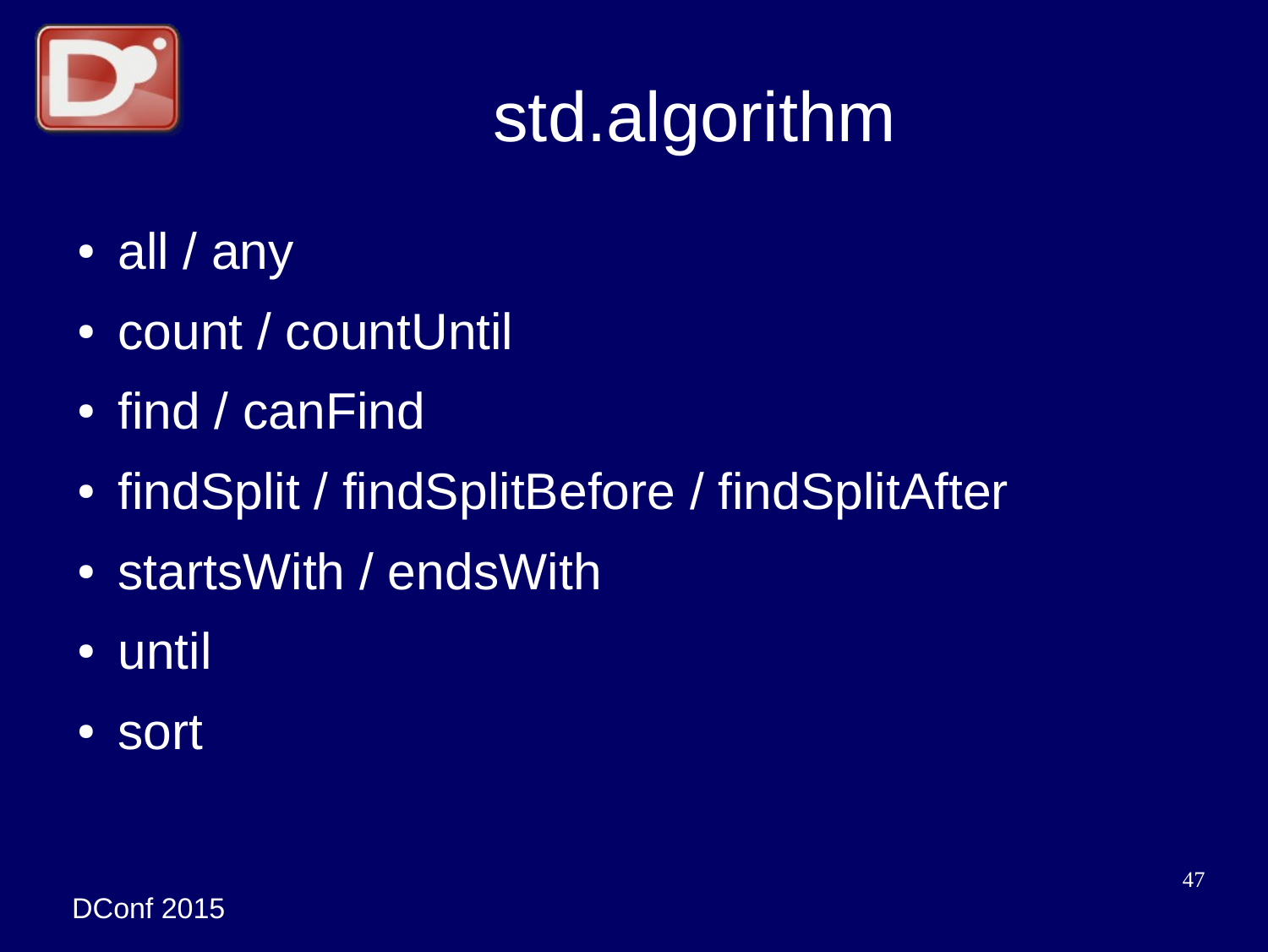# std.algorithm

- all / any
- count / countUntil
- find / canFind
- findSplit / findSplitBefore / findSplitAfter
- startsWith / endsWith
- until
- sort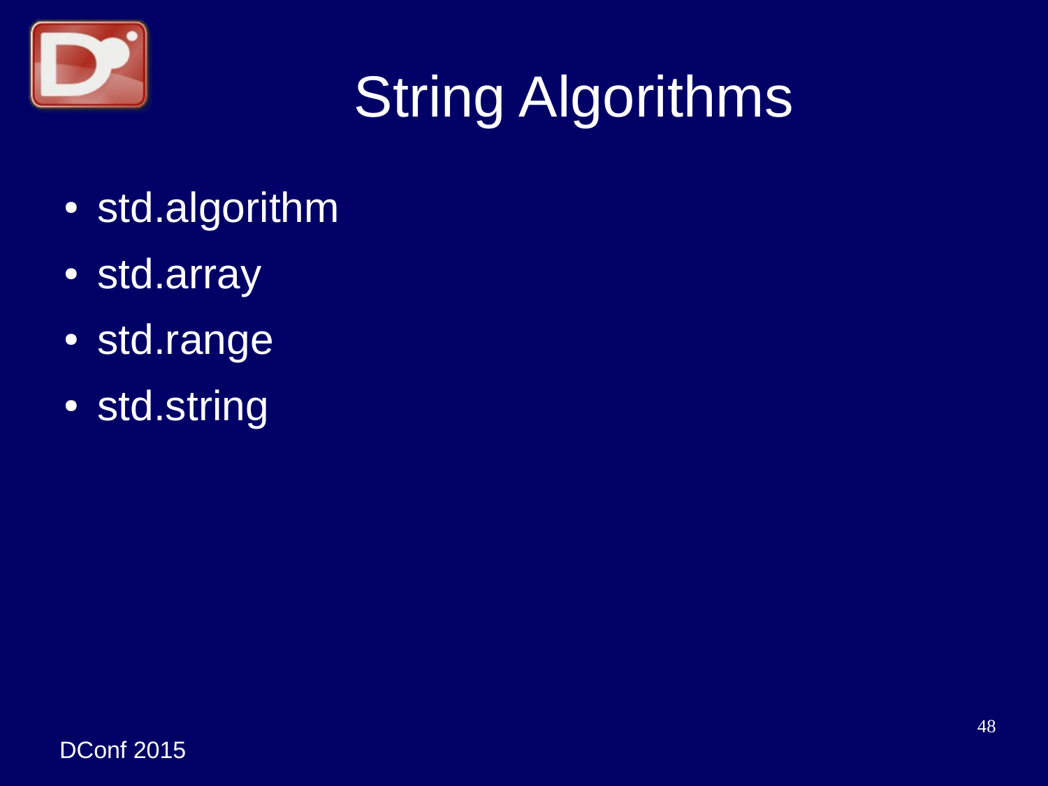# String Algorithms

- std.algorithm
- std.array
- std.range
- std.string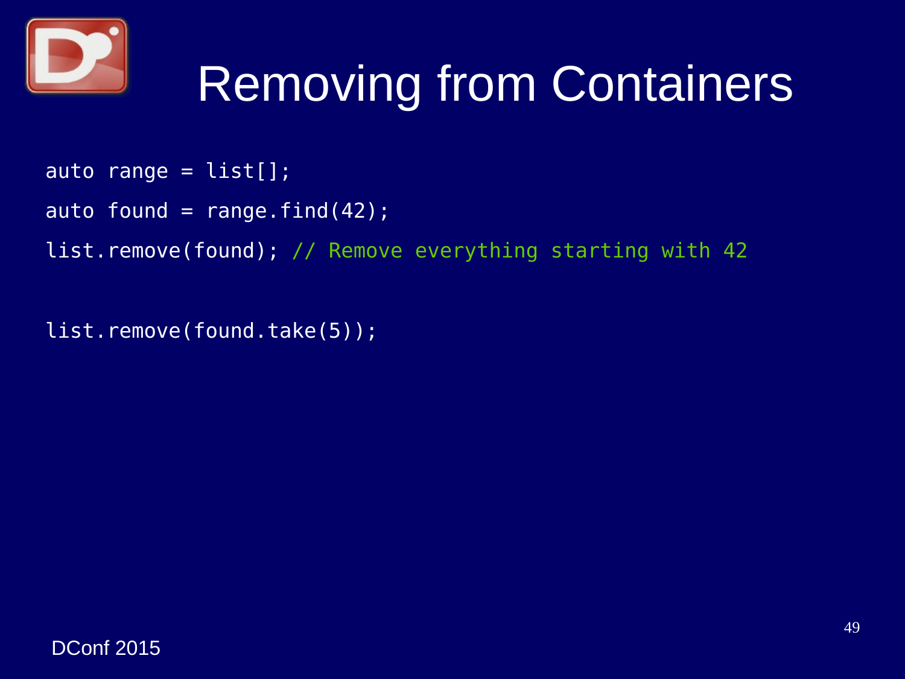# Removing from Containers

```
auto range = list[];
auto found = range.find(42);
list.remove(found); // Remove everything starting with 42

list.remove(found.take(5));
```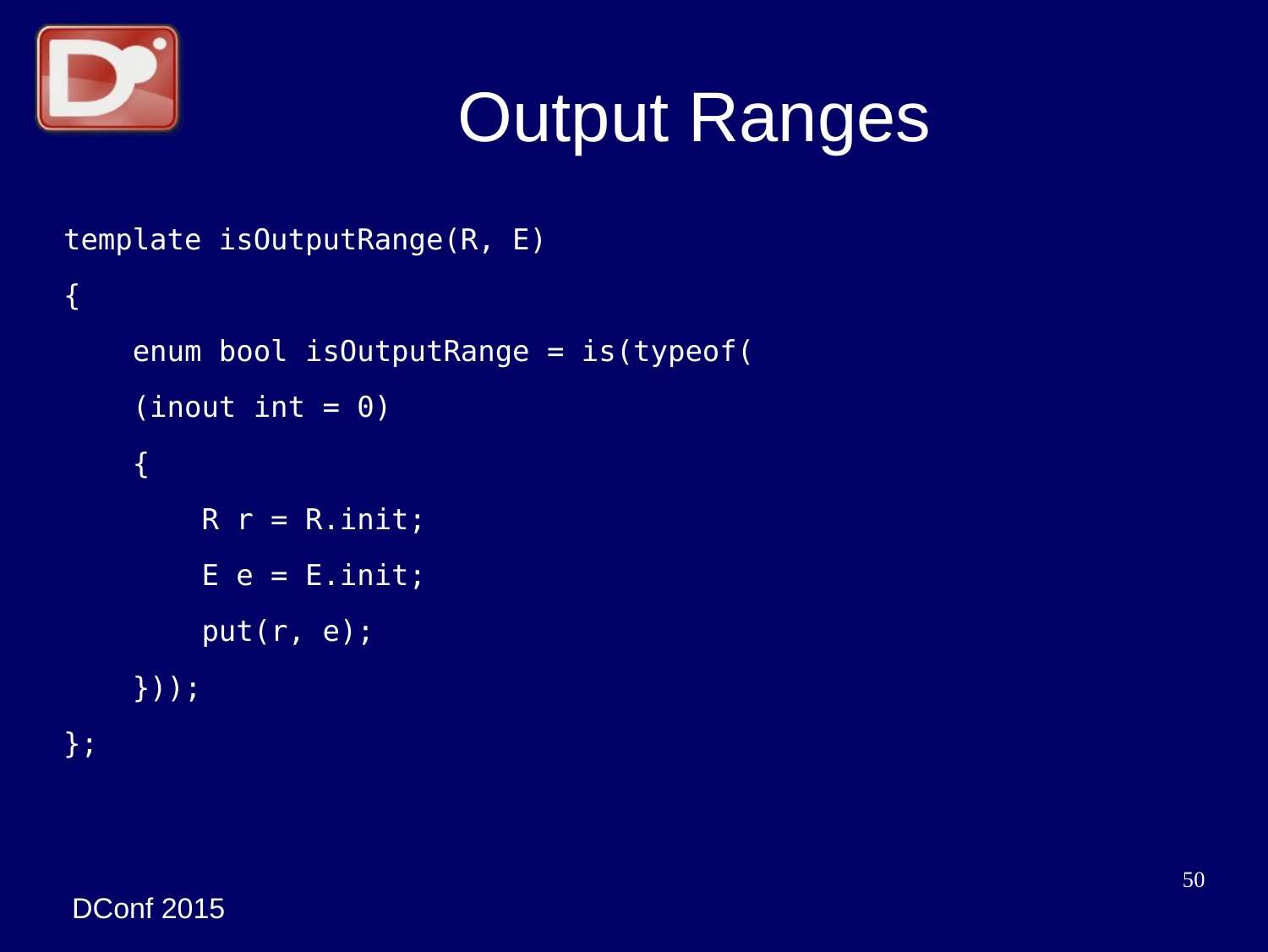# Output Ranges

```
template isOutputRange(R, E)
{
    enum bool isOutputRange = is(typeof(
    (inout int = 0)
    {
        R r = R.init;
        E e = E.init;
        put(r, e);
    }));
};
```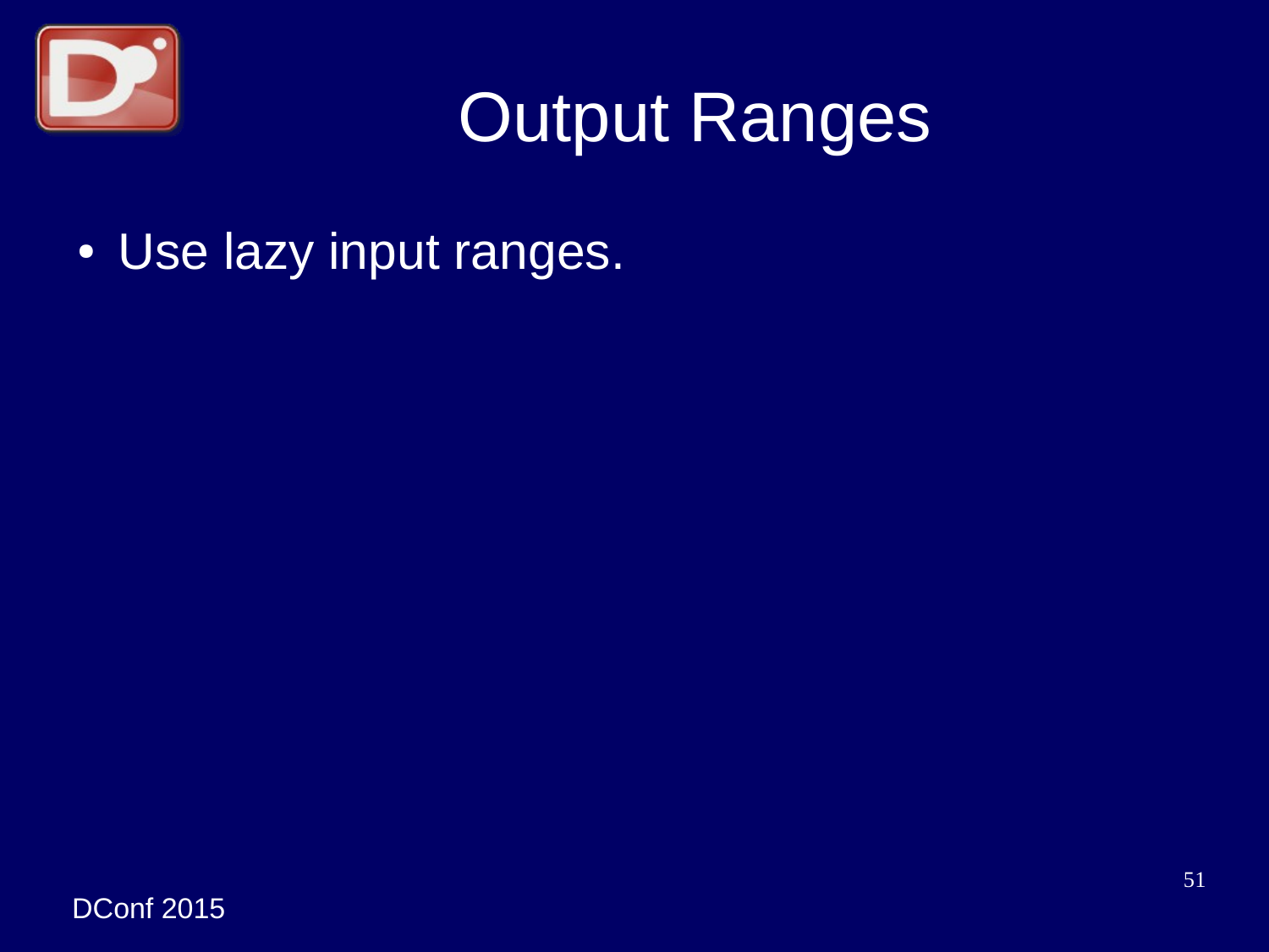# Output Ranges

- Use lazy input ranges.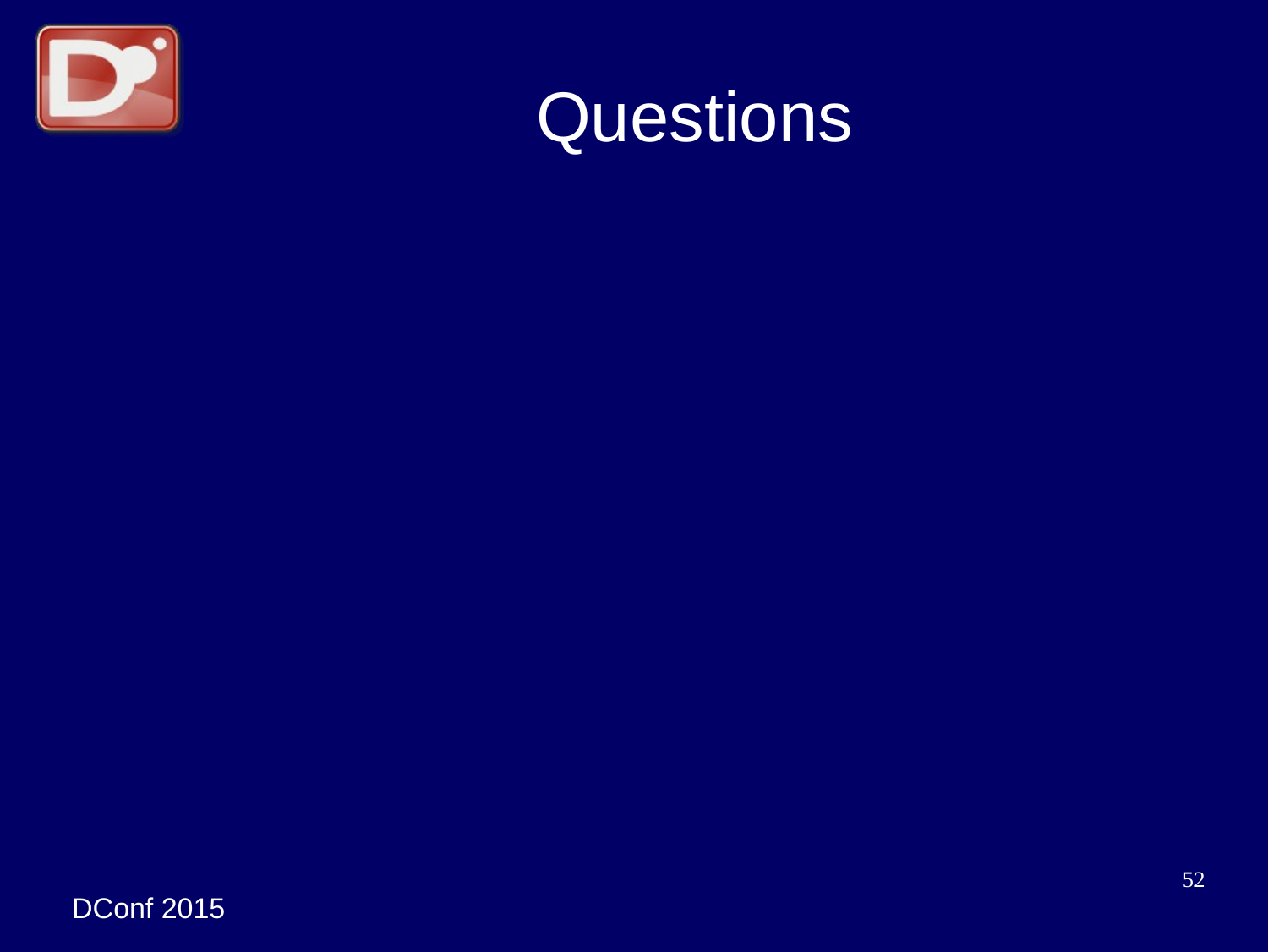# Questions